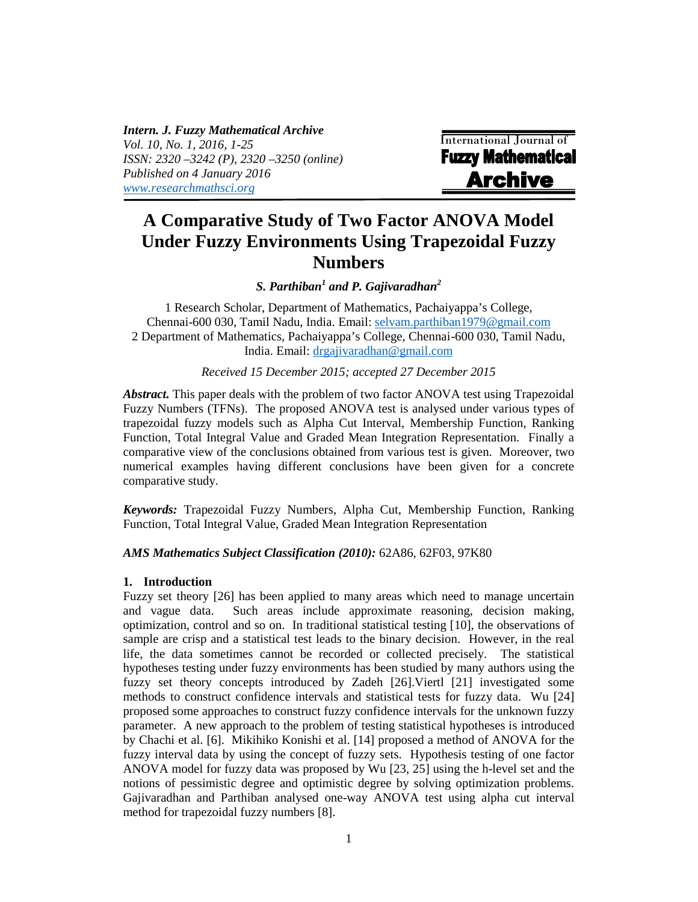*Intern. J. Fuzzy Mathematical Archive*
*Vol. 10, No. 1, 2016, 1-25*
*ISSN: 2320 –3242 (P), 2320 –3250 (online)*
*Published on 4 January 2016*
*www.researchmathsci.org*

International Journal of **Fuzzy Mathematical Archive**

# A Comparative Study of Two Factor ANOVA Model Under Fuzzy Environments Using Trapezoidal Fuzzy Numbers

***S. Parthiban[1] and P. Gajivaradhan[2]***

1 Research Scholar, Department of Mathematics, Pachaiyappa's College, Chennai-600 030, Tamil Nadu, India. Email: selvam.parthiban1979@gmail.com
2 Department of Mathematics, Pachaiyappa's College, Chennai-600 030, Tamil Nadu, India. Email: drgajivaradhan@gmail.com

*Received 15 December 2015; accepted 27 December 2015*

***Abstract.*** This paper deals with the problem of two factor ANOVA test using Trapezoidal Fuzzy Numbers (TFNs). The proposed ANOVA test is analysed under various types of trapezoidal fuzzy models such as Alpha Cut Interval, Membership Function, Ranking Function, Total Integral Value and Graded Mean Integration Representation. Finally a comparative view of the conclusions obtained from various test is given. Moreover, two numerical examples having different conclusions have been given for a concrete comparative study.

***Keywords:*** Trapezoidal Fuzzy Numbers, Alpha Cut, Membership Function, Ranking Function, Total Integral Value, Graded Mean Integration Representation

***AMS Mathematics Subject Classification (2010):*** 62A86, 62F03, 97K80

## 1. Introduction

Fuzzy set theory [26] has been applied to many areas which need to manage uncertain and vague data. Such areas include approximate reasoning, decision making, optimization, control and so on. In traditional statistical testing [10], the observations of sample are crisp and a statistical test leads to the binary decision. However, in the real life, the data sometimes cannot be recorded or collected precisely. The statistical hypotheses testing under fuzzy environments has been studied by many authors using the fuzzy set theory concepts introduced by Zadeh [26].Viertl [21] investigated some methods to construct confidence intervals and statistical tests for fuzzy data. Wu [24] proposed some approaches to construct fuzzy confidence intervals for the unknown fuzzy parameter. A new approach to the problem of testing statistical hypotheses is introduced by Chachi et al. [6]. Mikihiko Konishi et al. [14] proposed a method of ANOVA for the fuzzy interval data by using the concept of fuzzy sets. Hypothesis testing of one factor ANOVA model for fuzzy data was proposed by Wu [23, 25] using the h-level set and the notions of pessimistic degree and optimistic degree by solving optimization problems. Gajivaradhan and Parthiban analysed one-way ANOVA test using alpha cut interval method for trapezoidal fuzzy numbers [8].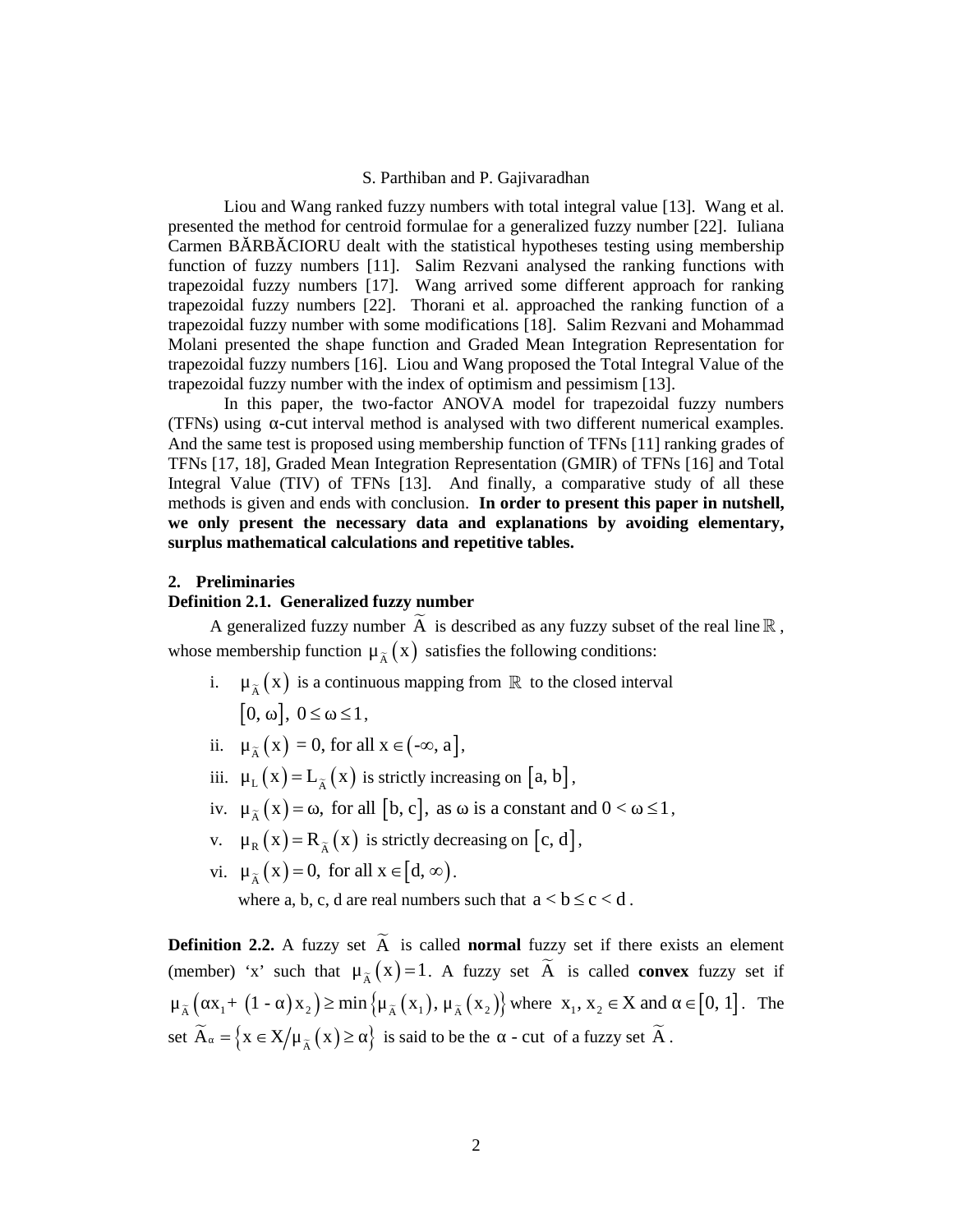Liou and Wang ranked fuzzy numbers with total integral value [13]. Wang et al. presented the method for centroid formulae for a generalized fuzzy number [22]. Iuliana Carmen BĂRBĂCIORU dealt with the statistical hypotheses testing using membership function of fuzzy numbers [11]. Salim Rezvani analysed the ranking functions with trapezoidal fuzzy numbers [17]. Wang arrived some different approach for ranking trapezoidal fuzzy numbers [22]. Thorani et al. approached the ranking function of a trapezoidal fuzzy number with some modifications [18]. Salim Rezvani and Mohammad Molani presented the shape function and Graded Mean Integration Representation for trapezoidal fuzzy numbers [16]. Liou and Wang proposed the Total Integral Value of the trapezoidal fuzzy number with the index of optimism and pessimism [13].

In this paper, the two-factor ANOVA model for trapezoidal fuzzy numbers (TFNs) using $\alpha$-cut interval method is analysed with two different numerical examples. And the same test is proposed using membership function of TFNs [11] ranking grades of TFNs [17, 18], Graded Mean Integration Representation (GMIR) of TFNs [16] and Total Integral Value (TIV) of TFNs [13]. And finally, a comparative study of all these methods is given and ends with conclusion. **In order to present this paper in nutshell, we only present the necessary data and explanations by avoiding elementary, surplus mathematical calculations and repetitive tables.**

## 2. Preliminaries

**Definition 2.1. Generalized fuzzy number**

A generalized fuzzy number $\widetilde{A}$ is described as any fuzzy subset of the real line $\mathbb{R}$, whose membership function $\mu_{\widetilde{A}}(x)$ satisfies the following conditions:

i. $\mu_{\widetilde{A}}(x)$ is a continuous mapping from $\mathbb{R}$ to the closed interval $[0, \omega]$, $0 \le \omega \le 1$,

ii. $\mu_{\widetilde{A}}(x) = 0$, for all $x \in (-\infty, a]$,

iii. $\mu_L(x) = L_{\widetilde{A}}(x)$ is strictly increasing on $[a, b]$,

iv. $\mu_{\widetilde{A}}(x) = \omega$, for all $[b, c]$, as $\omega$ is a constant and $0 < \omega \le 1$,

v. $\mu_R(x) = R_{\widetilde{A}}(x)$ is strictly decreasing on $[c, d]$,

vi. $\mu_{\widetilde{A}}(x) = 0$, for all $x \in [d, \infty)$.

where a, b, c, d are real numbers such that $a < b \le c < d$.

**Definition 2.2.** A fuzzy set $\widetilde{A}$ is called **normal** fuzzy set if there exists an element (member) 'x' such that $\mu_{\widetilde{A}}(x) = 1$. A fuzzy set $\widetilde{A}$ is called **convex** fuzzy set if $\mu_{\widetilde{A}}(\alpha x_1 + (1 - \alpha)x_2) \ge \min\{\mu_{\widetilde{A}}(x_1), \mu_{\widetilde{A}}(x_2)\}$ where $x_1, x_2 \in X$ and $\alpha \in [0, 1]$. The set $\widetilde{A}_\alpha = \{x \in X / \mu_{\widetilde{A}}(x) \ge \alpha\}$ is said to be the $\alpha$ - cut of a fuzzy set $\widetilde{A}$.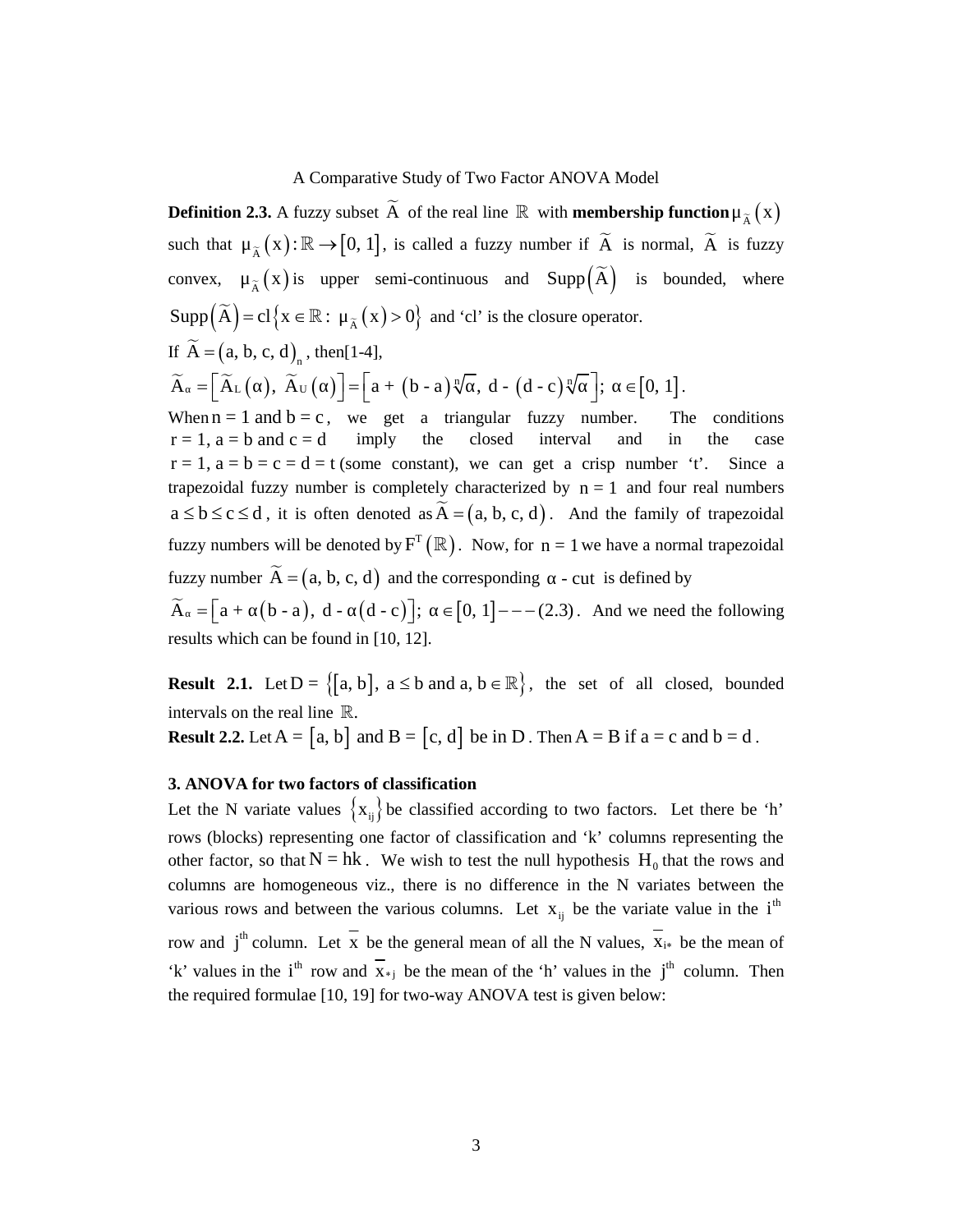**Definition 2.3.** A fuzzy subset $\widetilde{A}$ of the real line $\mathbb{R}$ with **membership function** $\mu_{\widetilde{A}}(x)$ such that $\mu_{\widetilde{A}}(x): \mathbb{R} \to [0, 1]$, is called a fuzzy number if $\widetilde{A}$ is normal, $\widetilde{A}$ is fuzzy convex, $\mu_{\widetilde{A}}(x)$ is upper semi-continuous and $\text{Supp}(\widetilde{A})$ is bounded, where $\text{Supp}(\widetilde{A}) = \text{cl}\{x \in \mathbb{R}: \mu_{\widetilde{A}}(x) > 0\}$ and 'cl' is the closure operator.

If $\widetilde{A} = (a, b, c, d)_n$, then[1-4],

$\widetilde{A}_\alpha = \left[\widetilde{A}_L(\alpha), \widetilde{A}_U(\alpha)\right] = \left[a + (b - a)\sqrt[n]{\alpha}, d - (d - c)\sqrt[n]{\alpha}\right]; \alpha \in [0, 1]$.

When $n = 1$ and $b = c$, we get a triangular fuzzy number. The conditions $r = 1, a = b$ and $c = d$ imply the closed interval and in the case $r = 1, a = b = c = d = t$ (some constant), we can get a crisp number 't'. Since a trapezoidal fuzzy number is completely characterized by $n = 1$ and four real numbers $a \le b \le c \le d$, it is often denoted as $\widetilde{A} = (a, b, c, d)$. And the family of trapezoidal fuzzy numbers will be denoted by $F^T(\mathbb{R})$. Now, for $n = 1$ we have a normal trapezoidal fuzzy number $\widetilde{A} = (a, b, c, d)$ and the corresponding $\alpha$ - cut is defined by

$\widetilde{A}_\alpha = \left[a + \alpha(b - a), d - \alpha(d - c)\right]; \alpha \in [0, 1] --- (2.3)$. And we need the following results which can be found in [10, 12].

**Result 2.1.** Let $D = \{[a, b], a \le b \text{ and } a, b \in \mathbb{R}\}$, the set of all closed, bounded intervals on the real line $\mathbb{R}$.

**Result 2.2.** Let $A = [a, b]$ and $B = [c, d]$ be in $D$. Then $A = B$ if $a = c$ and $b = d$.

### 3. ANOVA for two factors of classification

Let the N variate values $\{x_{ij}\}$ be classified according to two factors. Let there be 'h' rows (blocks) representing one factor of classification and 'k' columns representing the other factor, so that $N = hk$. We wish to test the null hypothesis $H_0$ that the rows and columns are homogeneous viz., there is no difference in the N variates between the various rows and between the various columns. Let $x_{ij}$ be the variate value in the $i^{th}$ row and $j^{th}$ column. Let $\overline{x}$ be the general mean of all the N values, $\overline{x}_{i*}$ be the mean of 'k' values in the $i^{th}$ row and $\overline{x}_{*j}$ be the mean of the 'h' values in the $j^{th}$ column. Then the required formulae [10, 19] for two-way ANOVA test is given below: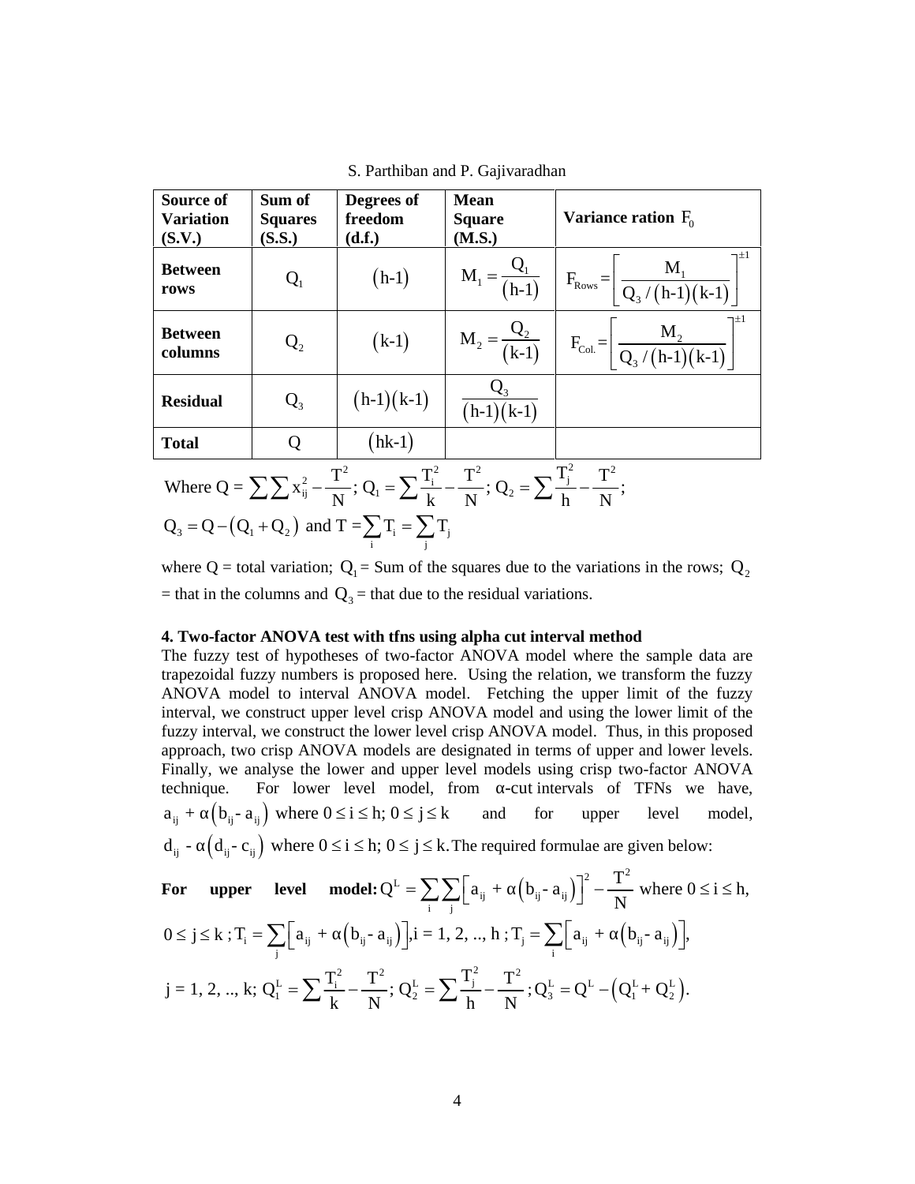| **Source of Variation (S.V.)** | **Sum of Squares (S.S.)** | **Degrees of freedom (d.f.)** | **Mean Square (M.S.)** | **Variance ration** $F_0$ |
|---|---|---|---|---|
| **Between rows** | $Q_1$ | $(h\text{-}1)$ | $M_1 = \frac{Q_1}{(h\text{-}1)}$ | $F_{Rows} = \left[\frac{M_1}{Q_3/(h\text{-}1)(k\text{-}1)}\right]^{\pm 1}$ |
| **Between columns** | $Q_2$ | $(k\text{-}1)$ | $M_2 = \frac{Q_2}{(k\text{-}1)}$ | $F_{Col.} = \left[\frac{M_2}{Q_3/(h\text{-}1)(k\text{-}1)}\right]^{\pm 1}$ |
| **Residual** | $Q_3$ | $(h\text{-}1)(k\text{-}1)$ | $\frac{Q_3}{(h\text{-}1)(k\text{-}1)}$ | |
| **Total** | $Q$ | $(hk\text{-}1)$ | | |

Where $Q = \sum\sum x_{ij}^2 - \frac{T^2}{N}$; $Q_1 = \sum \frac{T_i^2}{k} - \frac{T^2}{N}$; $Q_2 = \sum \frac{T_j^2}{h} - \frac{T^2}{N}$;

$Q_3 = Q - (Q_1 + Q_2)$ and $T = \sum_i T_i = \sum_j T_j$

where Q = total variation; $Q_1$ = Sum of the squares due to the variations in the rows; $Q_2$ = that in the columns and $Q_3$ = that due to the residual variations.

**4. Two-factor ANOVA test with tfns using alpha cut interval method**

The fuzzy test of hypotheses of two-factor ANOVA model where the sample data are trapezoidal fuzzy numbers is proposed here. Using the relation, we transform the fuzzy ANOVA model to interval ANOVA model. Fetching the upper limit of the fuzzy interval, we construct upper level crisp ANOVA model and using the lower limit of the fuzzy interval, we construct the lower level crisp ANOVA model. Thus, in this proposed approach, two crisp ANOVA models are designated in terms of upper and lower levels. Finally, we analyse the lower and upper level models using crisp two-factor ANOVA technique. For lower level model, from α-cut intervals of TFNs we have, $a_{ij} + \alpha(b_{ij}\text{-}a_{ij})$ where $0 \le i \le h;\ 0 \le j \le k$ and for upper level model, $d_{ij} - \alpha(d_{ij}\text{-}c_{ij})$ where $0 \le i \le h;\ 0 \le j \le k$. The required formulae are given below:

**For upper level model:** $Q^L = \sum_i \sum_j \left[a_{ij} + \alpha(b_{ij}\text{-}a_{ij})\right]^2 - \frac{T^2}{N}$ where $0 \le i \le h$, $0 \le j \le k$; $T_i = \sum_j \left[a_{ij} + \alpha(b_{ij}\text{-}a_{ij})\right]$, $i = 1, 2, .., h$; $T_j = \sum_i \left[a_{ij} + \alpha(b_{ij}\text{-}a_{ij})\right]$, $j = 1, 2, .., k$; $Q_1^L = \sum \frac{T_i^2}{k} - \frac{T^2}{N}$; $Q_2^L = \sum \frac{T_j^2}{h} - \frac{T^2}{N}$; $Q_3^L = Q^L - (Q_1^L + Q_2^L)$.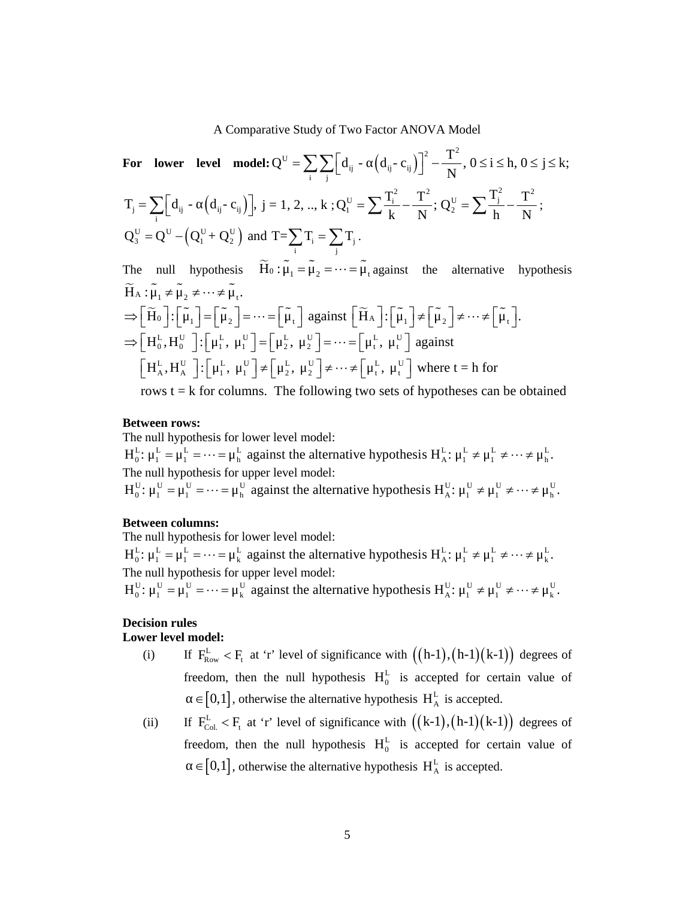**For lower level model:** $Q^U = \sum_i \sum_j \left[ d_{ij} - \alpha\left(d_{ij} - c_{ij}\right)\right]^2 - \frac{T^2}{N}$, $0 \le i \le h$, $0 \le j \le k$;

$T_j = \sum_i \left[ d_{ij} - \alpha\left(d_{ij} - c_{ij}\right)\right]$, j = 1, 2, .., k ; $Q_1^U = \sum \frac{T_i^2}{k} - \frac{T^2}{N}$; $Q_2^U = \sum \frac{T_j^2}{h} - \frac{T^2}{N}$;

$Q_3^U = Q^U - \left(Q_1^U + Q_2^U\right)$ and $T = \sum_i T_i = \sum_j T_j$.

The null hypothesis $\widetilde{H}_0 : \tilde{\mu}_1 = \tilde{\mu}_2 = \cdots = \tilde{\mu}_t$ against the alternative hypothesis $\widetilde{H}_A : \tilde{\mu}_1 \ne \tilde{\mu}_2 \ne \cdots \ne \tilde{\mu}_t$.

$\Rightarrow \left[\widetilde{H}_0\right] : \left[\tilde{\mu}_1\right] = \left[\tilde{\mu}_2\right] = \cdots = \left[\tilde{\mu}_t\right]$ against $\left[\widetilde{H}_A\right] : \left[\tilde{\mu}_1\right] \ne \left[\tilde{\mu}_2\right] \ne \cdots \ne \left[\tilde{\mu}_t\right]$.

$\Rightarrow \left[H_0^L, H_0^U\right] : \left[\mu_1^L,\ \mu_1^U\right] = \left[\mu_2^L,\ \mu_2^U\right] = \cdots = \left[\mu_t^L,\ \mu_t^U\right]$ against

$\left[H_A^L, H_A^U\right] : \left[\mu_1^L,\ \mu_1^U\right] \ne \left[\mu_2^L,\ \mu_2^U\right] \ne \cdots \ne \left[\mu_t^L,\ \mu_t^U\right]$ where t = h for rows t = k for columns. The following two sets of hypotheses can be obtained

**Between rows:**

The null hypothesis for lower level model:

$H_0^L$: $\mu_1^L = \mu_1^L = \cdots = \mu_h^L$ against the alternative hypothesis $H_A^L$: $\mu_1^L \ne \mu_1^L \ne \cdots \ne \mu_h^L$.

The null hypothesis for upper level model:

$H_0^U$: $\mu_1^U = \mu_1^U = \cdots = \mu_h^U$ against the alternative hypothesis $H_A^U$: $\mu_1^U \ne \mu_1^U \ne \cdots \ne \mu_h^U$.

**Between columns:**

The null hypothesis for lower level model:

$H_0^L$: $\mu_1^L = \mu_1^L = \cdots = \mu_k^L$ against the alternative hypothesis $H_A^L$: $\mu_1^L \ne \mu_1^L \ne \cdots \ne \mu_k^L$.

The null hypothesis for upper level model:

$H_0^U$: $\mu_1^U = \mu_1^U = \cdots = \mu_k^U$ against the alternative hypothesis $H_A^U$: $\mu_1^U \ne \mu_1^U \ne \cdots \ne \mu_k^U$.

**Decision rules**

**Lower level model:**

(i) If $F_{Row}^L < F_t$ at 'r' level of significance with $\left(\left(h\text{-}1\right), \left(h\text{-}1\right)\left(k\text{-}1\right)\right)$ degrees of freedom, then the null hypothesis $H_0^L$ is accepted for certain value of $\alpha \in [0,1]$, otherwise the alternative hypothesis $H_A^L$ is accepted.

(ii) If $F_{Col.}^L < F_t$ at 'r' level of significance with $\left(\left(k\text{-}1\right), \left(h\text{-}1\right)\left(k\text{-}1\right)\right)$ degrees of freedom, then the null hypothesis $H_0^L$ is accepted for certain value of $\alpha \in [0,1]$, otherwise the alternative hypothesis $H_A^L$ is accepted.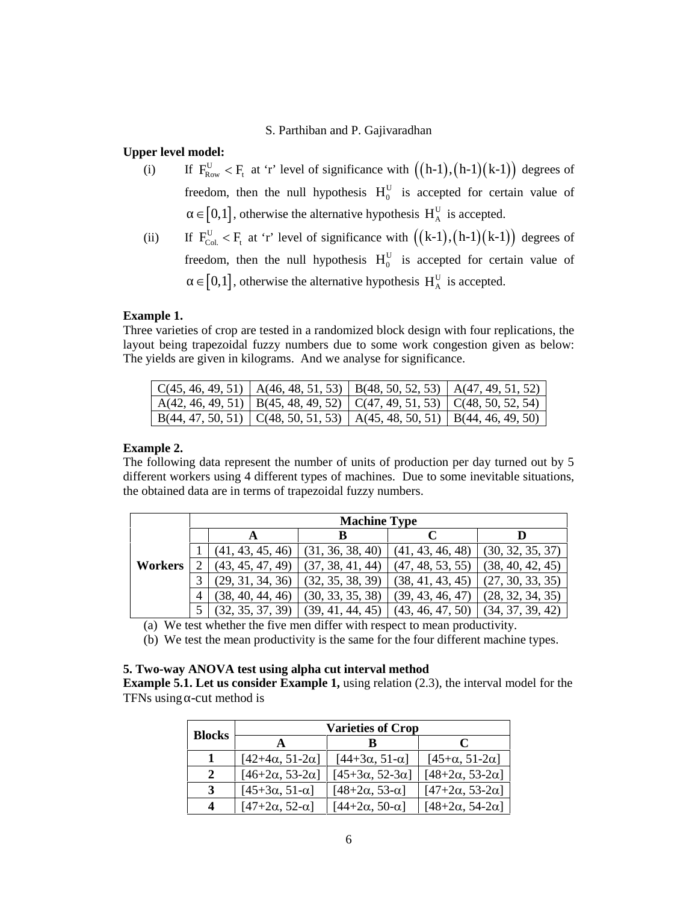**Upper level model:**

(i) If $F^U_{Row} < F_t$ at 'r' level of significance with $((h\text{-}1),(h\text{-}1)(k\text{-}1))$ degrees of freedom, then the null hypothesis $H^U_0$ is accepted for certain value of $\alpha \in [0,1]$, otherwise the alternative hypothesis $H^U_A$ is accepted.

(ii) If $F^U_{Col.} < F_t$ at 'r' level of significance with $((k\text{-}1),(h\text{-}1)(k\text{-}1))$ degrees of freedom, then the null hypothesis $H^U_0$ is accepted for certain value of $\alpha \in [0,1]$, otherwise the alternative hypothesis $H^U_A$ is accepted.

**Example 1.**
Three varieties of crop are tested in a randomized block design with four replications, the layout being trapezoidal fuzzy numbers due to some work congestion given as below: The yields are given in kilograms. And we analyse for significance.

| | | | |
|---|---|---|---|
| C(45, 46, 49, 51) | A(46, 48, 51, 53) | B(48, 50, 52, 53) | A(47, 49, 51, 52) |
| A(42, 46, 49, 51) | B(45, 48, 49, 52) | C(47, 49, 51, 53) | C(48, 50, 52, 54) |
| B(44, 47, 50, 51) | C(48, 50, 51, 53) | A(45, 48, 50, 51) | B(44, 46, 49, 50) |

**Example 2.**
The following data represent the number of units of production per day turned out by 5 different workers using 4 different types of machines. Due to some inevitable situations, the obtained data are in terms of trapezoidal fuzzy numbers.

| | | Machine Type | | | |
|---|---|---|---|---|---|
| | | **A** | **B** | **C** | **D** |
| **Workers** | 1 | (41, 43, 45, 46) | (31, 36, 38, 40) | (41, 43, 46, 48) | (30, 32, 35, 37) |
| | 2 | (43, 45, 47, 49) | (37, 38, 41, 44) | (47, 48, 53, 55) | (38, 40, 42, 45) |
| | 3 | (29, 31, 34, 36) | (32, 35, 38, 39) | (38, 41, 43, 45) | (27, 30, 33, 35) |
| | 4 | (38, 40, 44, 46) | (30, 33, 35, 38) | (39, 43, 46, 47) | (28, 32, 34, 35) |
| | 5 | (32, 35, 37, 39) | (39, 41, 44, 45) | (43, 46, 47, 50) | (34, 37, 39, 42) |

(a) We test whether the five men differ with respect to mean productivity.

(b) We test the mean productivity is the same for the four different machine types.

## 5. Two-way ANOVA test using alpha cut interval method

**Example 5.1. Let us consider Example 1,** using relation (2.3), the interval model for the TFNs using $\alpha$-cut method is

| Blocks | Varieties of Crop | | |
|---|---|---|---|
| | **A** | **B** | **C** |
| **1** | $[42+4\alpha, 51-2\alpha]$ | $[44+3\alpha, 51-\alpha]$ | $[45+\alpha, 51-2\alpha]$ |
| **2** | $[46+2\alpha, 53-2\alpha]$ | $[45+3\alpha, 52-3\alpha]$ | $[48+2\alpha, 53-2\alpha]$ |
| **3** | $[45+3\alpha, 51-\alpha]$ | $[48+2\alpha, 53-\alpha]$ | $[47+2\alpha, 53-2\alpha]$ |
| **4** | $[47+2\alpha, 52-\alpha]$ | $[44+2\alpha, 50-\alpha]$ | $[48+2\alpha, 54-2\alpha]$ |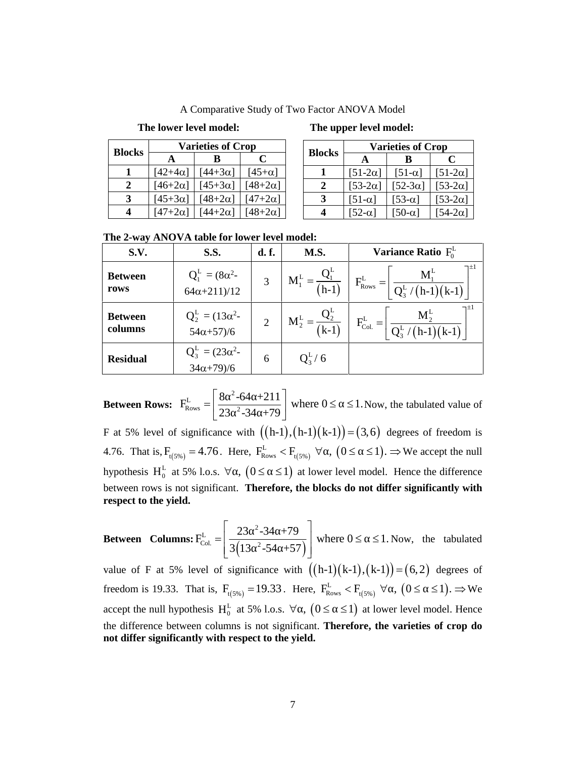A Comparative Study of Two Factor ANOVA Model

**The lower level model:**

| Blocks | Varieties of Crop | | |
|---|---|---|---|
| | A | B | C |
| 1 | [42+4α] | [44+3α] | [45+α] |
| 2 | [46+2α] | [45+3α] | [48+2α] |
| 3 | [45+3α] | [48+2α] | [47+2α] |
| 4 | [47+2α] | [44+2α] | [48+2α] |

**The upper level model:**

| Blocks | Varieties of Crop | | |
|---|---|---|---|
| | A | B | C |
| 1 | [51-2α] | [51-α] | [51-2α] |
| 2 | [53-2α] | [52-3α] | [53-2α] |
| 3 | [51-α] | [53-α] | [53-2α] |
| 4 | [52-α] | [50-α] | [54-2α] |

**The 2-way ANOVA table for lower level model:**

| S.V. | S.S. | d. f. | M.S. | Variance Ratio $F_0^L$ |
|---|---|---|---|---|
| **Between rows** | $Q_1^L = (8\alpha^2-64\alpha+211)/12$ | 3 | $M_1^L = \dfrac{Q_1^L}{(h-1)}$ | $F_{Rows}^L = \left[\dfrac{M_1^L}{Q_3^L/(h-1)(k-1)}\right]^{\pm 1}$ |
| **Between columns** | $Q_2^L = (13\alpha^2-54\alpha+57)/6$ | 2 | $M_2^L = \dfrac{Q_2^L}{(k-1)}$ | $F_{Col.}^L = \left[\dfrac{M_2^L}{Q_3^L/(h-1)(k-1)}\right]^{\pm 1}$ |
| **Residual** | $Q_3^L = (23\alpha^2-34\alpha+79)/6$ | 6 | $Q_3^L/6$ | |

**Between Rows:** $F_{Rows}^L = \left[\dfrac{8\alpha^2-64\alpha+211}{23\alpha^2-34\alpha+79}\right]$ where $0 \le \alpha \le 1$. Now, the tabulated value of F at 5% level of significance with $((h-1),(h-1)(k-1)) = (3,6)$ degrees of freedom is 4.76. That is, $F_{t(5\%)} = 4.76$. Here, $F_{Rows}^L < F_{t(5\%)}$ $\forall\alpha$, $(0 \le \alpha \le 1)$. $\Rightarrow$ We accept the null hypothesis $H_0^L$ at 5% l.o.s. $\forall\alpha$, $(0 \le \alpha \le 1)$ at lower level model. Hence the difference between rows is not significant. **Therefore, the blocks do not differ significantly with respect to the yield.**

**Between Columns:** $F_{Col.}^L = \left[\dfrac{23\alpha^2-34\alpha+79}{3(13\alpha^2-54\alpha+57)}\right]$ where $0 \le \alpha \le 1$. Now, the tabulated value of F at 5% level of significance with $((h-1)(k-1),(k-1)) = (6,2)$ degrees of freedom is 19.33. That is, $F_{t(5\%)} = 19.33$. Here, $F_{Rows}^L < F_{t(5\%)}$ $\forall\alpha$, $(0 \le \alpha \le 1)$. $\Rightarrow$ We accept the null hypothesis $H_0^L$ at 5% l.o.s. $\forall\alpha$, $(0 \le \alpha \le 1)$ at lower level model. Hence the difference between columns is not significant. **Therefore, the varieties of crop do not differ significantly with respect to the yield.**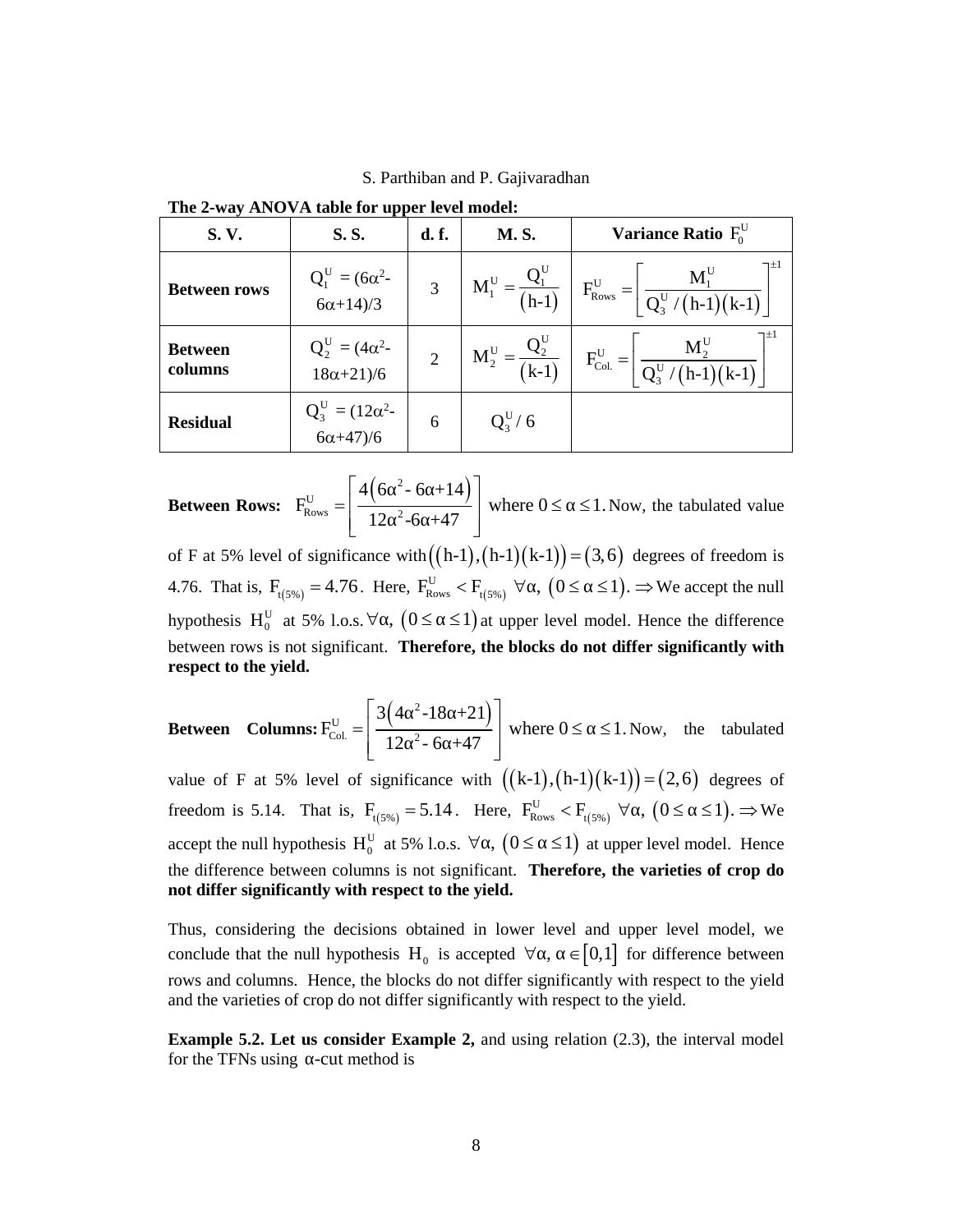**The 2-way ANOVA table for upper level model:**

| S. V. | S. S. | d. f. | M. S. | Variance Ratio $F_0^U$ |
|---|---|---|---|---|
| **Between rows** | $Q_1^U = (6\alpha^2\text{-}6\alpha\text{+}14)/3$ | 3 | $M_1^U = \dfrac{Q_1^U}{(h\text{-}1)}$ | $F_{Rows}^U = \left[\dfrac{M_1^U}{Q_3^U/(h\text{-}1)(k\text{-}1)}\right]^{\pm 1}$ |
| **Between columns** | $Q_2^U = (4\alpha^2\text{-}18\alpha\text{+}21)/6$ | 2 | $M_2^U = \dfrac{Q_2^U}{(k\text{-}1)}$ | $F_{Col.}^U = \left[\dfrac{M_2^U}{Q_3^U/(h\text{-}1)(k\text{-}1)}\right]^{\pm 1}$ |
| **Residual** | $Q_3^U = (12\alpha^2\text{-}6\alpha\text{+}47)/6$ | 6 | $Q_3^U/6$ | |

**Between Rows:** $F_{Rows}^U = \left[\dfrac{4\left(6\alpha^2 - 6\alpha+14\right)}{12\alpha^2\text{-}6\alpha\text{+}47}\right]$ where $0 \le \alpha \le 1$. Now, the tabulated value of F at 5% level of significance with $((h\text{-}1),(h\text{-}1)(k\text{-}1)) = (3,6)$ degrees of freedom is 4.76. That is, $F_{t(5\%)} = 4.76$. Here, $F_{Rows}^U < F_{t(5\%)}\ \forall\alpha,\ (0 \le \alpha \le 1)$. $\Rightarrow$ We accept the null hypothesis $H_0^U$ at 5% l.o.s. $\forall\alpha,\ (0 \le \alpha \le 1)$ at upper level model. Hence the difference between rows is not significant. **Therefore, the blocks do not differ significantly with respect to the yield.**

**Between Columns:** $F_{Col.}^U = \left[\dfrac{3\left(4\alpha^2\text{-}18\alpha\text{+}21\right)}{12\alpha^2 - 6\alpha+47}\right]$ where $0 \le \alpha \le 1$. Now, the tabulated value of F at 5% level of significance with $((k\text{-}1),(h\text{-}1)(k\text{-}1)) = (2,6)$ degrees of freedom is 5.14. That is, $F_{t(5\%)} = 5.14$. Here, $F_{Rows}^U < F_{t(5\%)}\ \forall\alpha,\ (0 \le \alpha \le 1)$. $\Rightarrow$ We accept the null hypothesis $H_0^U$ at 5% l.o.s. $\forall\alpha,\ (0 \le \alpha \le 1)$ at upper level model. Hence the difference between columns is not significant. **Therefore, the varieties of crop do not differ significantly with respect to the yield.**

Thus, considering the decisions obtained in lower level and upper level model, we conclude that the null hypothesis $H_0$ is accepted $\forall\alpha, \alpha \in [0,1]$ for difference between rows and columns. Hence, the blocks do not differ significantly with respect to the yield and the varieties of crop do not differ significantly with respect to the yield.

**Example 5.2. Let us consider Example 2,** and using relation (2.3), the interval model for the TFNs using $\alpha$-cut method is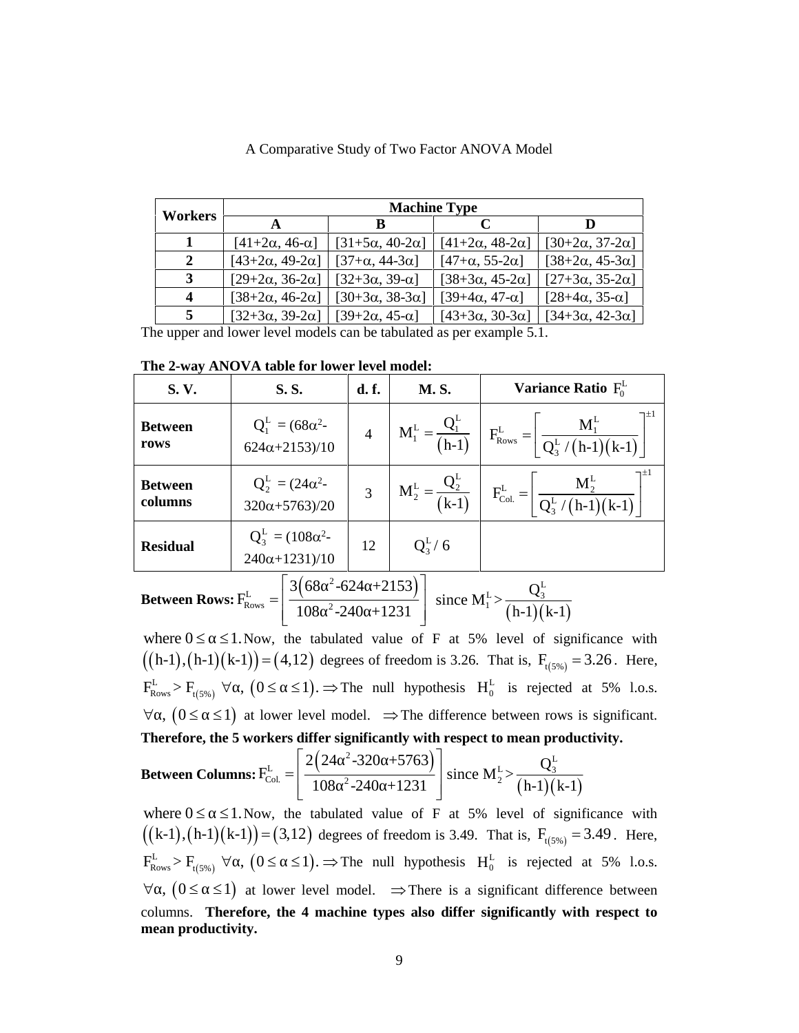| Workers | Machine Type | | | |
|---|---|---|---|---|
| | **A** | **B** | **C** | **D** |
| **1** | [41+2α, 46-α] | [31+5α, 40-2α] | [41+2α, 48-2α] | [30+2α, 37-2α] |
| **2** | [43+2α, 49-2α] | [37+α, 44-3α] | [47+α, 55-2α] | [38+2α, 45-3α] |
| **3** | [29+2α, 36-2α] | [32+3α, 39-α] | [38+3α, 45-2α] | [27+3α, 35-2α] |
| **4** | [38+2α, 46-2α] | [30+3α, 38-3α] | [39+4α, 47-α] | [28+4α, 35-α] |
| **5** | [32+3α, 39-2α] | [39+2α, 45-α] | [43+3α, 30-3α] | [34+3α, 42-3α] |

The upper and lower level models can be tabulated as per example 5.1.

**The 2-way ANOVA table for lower level model:**

| S. V. | S. S. | d. f. | M. S. | Variance Ratio $F_0^L$ |
|---|---|---|---|---|
| **Between rows** | $Q_1^L = (68\alpha^2\text{-}624\alpha\text{+}2153)/10$ | 4 | $M_1^L = \dfrac{Q_1^L}{(h\text{-}1)}$ | $F_{Rows}^L = \left[\dfrac{M_1^L}{Q_3^L/(h\text{-}1)(k\text{-}1)}\right]^{\pm 1}$ |
| **Between columns** | $Q_2^L = (24\alpha^2\text{-}320\alpha\text{+}5763)/20$ | 3 | $M_2^L = \dfrac{Q_2^L}{(k\text{-}1)}$ | $F_{Col.}^L = \left[\dfrac{M_2^L}{Q_3^L/(h\text{-}1)(k\text{-}1)}\right]^{\pm 1}$ |
| **Residual** | $Q_3^L = (108\alpha^2\text{-}240\alpha\text{+}1231)/10$ | 12 | $Q_3^L/6$ | |

**Between Rows:** $F_{Rows}^L = \left[\dfrac{3\left(68\alpha^2\text{-}624\alpha\text{+}2153\right)}{108\alpha^2\text{-}240\alpha\text{+}1231}\right]$ since $M_1^L > \dfrac{Q_3^L}{(h\text{-}1)(k\text{-}1)}$

where $0 \le \alpha \le 1$. Now, the tabulated value of F at 5% level of significance with $((h\text{-}1),(h\text{-}1)(k\text{-}1)) = (4,12)$ degrees of freedom is 3.26. That is, $F_{t(5\%)} = 3.26$. Here, $F_{Rows}^L > F_{t(5\%)}$ $\forall\alpha$, $(0 \le \alpha \le 1)$. $\Rightarrow$ The null hypothesis $H_0^L$ is rejected at 5% l.o.s. $\forall\alpha$, $(0 \le \alpha \le 1)$ at lower level model. $\Rightarrow$ The difference between rows is significant. **Therefore, the 5 workers differ significantly with respect to mean productivity.**

**Between Columns:** $F_{Col.}^L = \left[\dfrac{2\left(24\alpha^2\text{-}320\alpha\text{+}5763\right)}{108\alpha^2\text{-}240\alpha\text{+}1231}\right]$ since $M_2^L > \dfrac{Q_3^L}{(h\text{-}1)(k\text{-}1)}$

where $0 \le \alpha \le 1$. Now, the tabulated value of F at 5% level of significance with $((k\text{-}1),(h\text{-}1)(k\text{-}1)) = (3,12)$ degrees of freedom is 3.49. That is, $F_{t(5\%)} = 3.49$. Here, $F_{Rows}^L > F_{t(5\%)}$ $\forall\alpha$, $(0 \le \alpha \le 1)$. $\Rightarrow$ The null hypothesis $H_0^L$ is rejected at 5% l.o.s. $\forall\alpha$, $(0 \le \alpha \le 1)$ at lower level model. $\Rightarrow$ There is a significant difference between columns. **Therefore, the 4 machine types also differ significantly with respect to mean productivity.**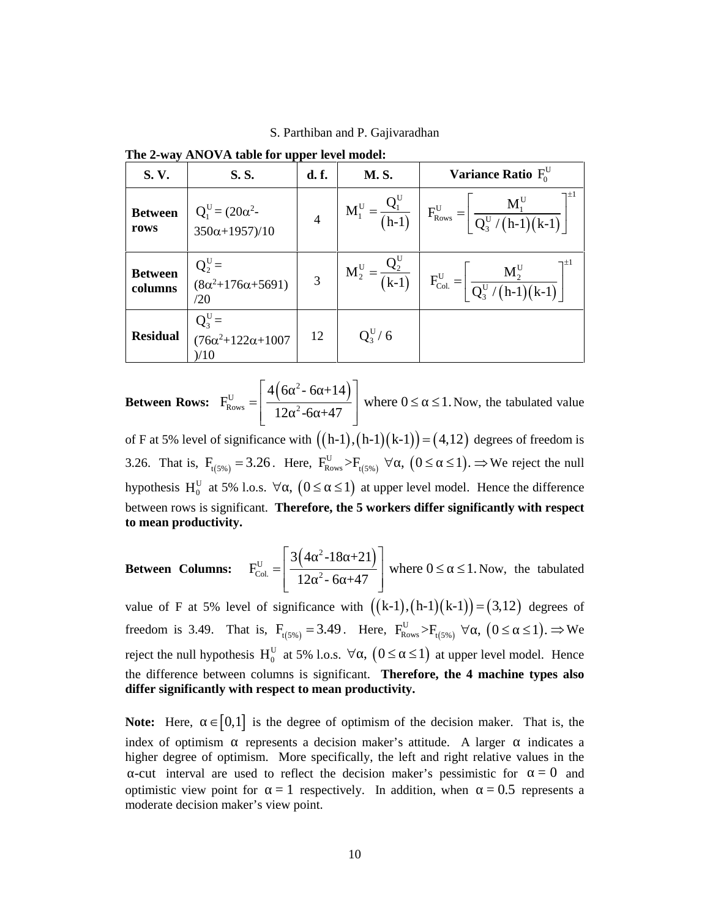**The 2-way ANOVA table for upper level model:**

| S. V. | S. S. | d. f. | M. S. | Variance Ratio $F_0^U$ |
|---|---|---|---|---|
| **Between rows** | $Q_1^U = (20\alpha^2\text{-}350\alpha\text{+}1957)/10$ | 4 | $M_1^U = \dfrac{Q_1^U}{(h\text{-}1)}$ | $F_{Rows}^U = \left[\dfrac{M_1^U}{Q_3^U/(h\text{-}1)(k\text{-}1)}\right]^{\pm 1}$ |
| **Between columns** | $Q_2^U = (8\alpha^2\text{+}176\alpha\text{+}5691)/20$ | 3 | $M_2^U = \dfrac{Q_2^U}{(k\text{-}1)}$ | $F_{Col.}^U = \left[\dfrac{M_2^U}{Q_3^U/(h\text{-}1)(k\text{-}1)}\right]^{\pm 1}$ |
| **Residual** | $Q_3^U = (76\alpha^2\text{+}122\alpha\text{+}1007)/10$ | 12 | $Q_3^U / 6$ | |

**Between Rows:** $F_{Rows}^U = \left[\dfrac{4\left(6\alpha^2\text{- }6\alpha\text{+}14\right)}{12\alpha^2\text{-}6\alpha\text{+}47}\right]$ where $0 \le \alpha \le 1$. Now, the tabulated value of F at 5% level of significance with $\left((h\text{-}1),(h\text{-}1)(k\text{-}1)\right) = (4,12)$ degrees of freedom is 3.26. That is, $F_{t(5\%)} = 3.26$. Here, $F_{Rows}^U > F_{t(5\%)}\ \forall\alpha,\ (0 \le \alpha \le 1)$. $\Rightarrow$ We reject the null hypothesis $H_0^U$ at 5% l.o.s. $\forall\alpha,\ (0 \le \alpha \le 1)$ at upper level model. Hence the difference between rows is significant. **Therefore, the 5 workers differ significantly with respect to mean productivity.**

**Between Columns:** $F_{Col.}^U = \left[\dfrac{3\left(4\alpha^2\text{-}18\alpha\text{+}21\right)}{12\alpha^2\text{- }6\alpha\text{+}47}\right]$ where $0 \le \alpha \le 1$. Now, the tabulated value of F at 5% level of significance with $\left((k\text{-}1),(h\text{-}1)(k\text{-}1)\right) = (3,12)$ degrees of freedom is 3.49. That is, $F_{t(5\%)} = 3.49$. Here, $F_{Rows}^U > F_{t(5\%)}\ \forall\alpha,\ (0 \le \alpha \le 1)$. $\Rightarrow$ We reject the null hypothesis $H_0^U$ at 5% l.o.s. $\forall\alpha,\ (0 \le \alpha \le 1)$ at upper level model. Hence the difference between columns is significant. **Therefore, the 4 machine types also differ significantly with respect to mean productivity.**

**Note:** Here, $\alpha \in [0,1]$ is the degree of optimism of the decision maker. That is, the index of optimism $\alpha$ represents a decision maker's attitude. A larger $\alpha$ indicates a higher degree of optimism. More specifically, the left and right relative values in the $\alpha$-cut interval are used to reflect the decision maker's pessimistic for $\alpha = 0$ and optimistic view point for $\alpha = 1$ respectively. In addition, when $\alpha = 0.5$ represents a moderate decision maker's view point.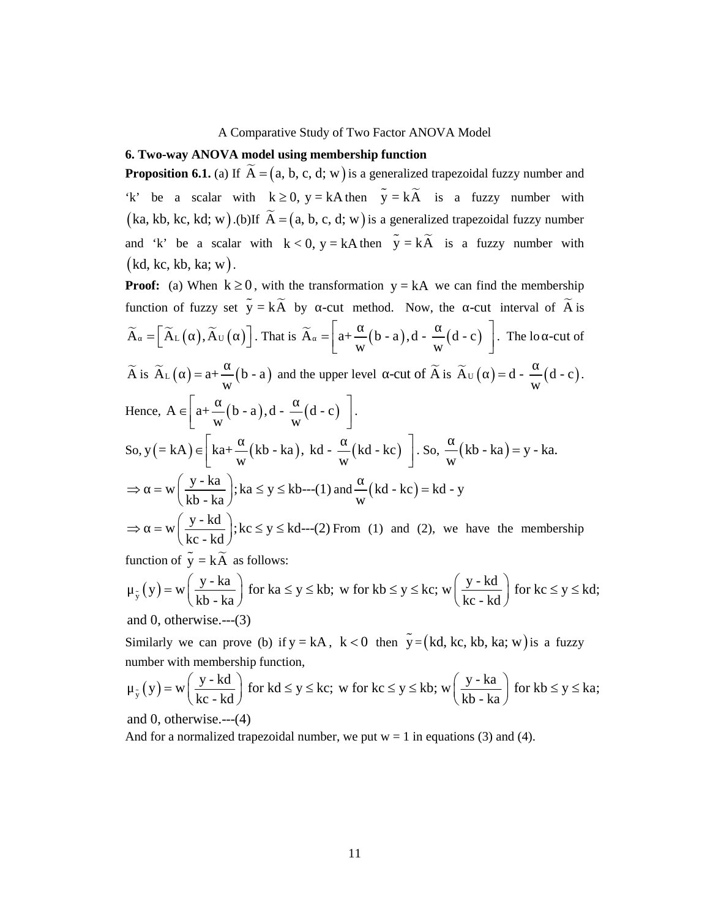## 6. Two-way ANOVA model using membership function

**Proposition 6.1.** (a) If $\widetilde{A} = (a, b, c, d; w)$ is a generalized trapezoidal fuzzy number and 'k' be a scalar with $k \geq 0,\ y = kA$ then $\tilde{y} = k\widetilde{A}$ is a fuzzy number with $(ka, kb, kc, kd; w)$.(b)If $\widetilde{A} = (a, b, c, d; w)$ is a generalized trapezoidal fuzzy number and 'k' be a scalar with $k < 0,\ y = kA$ then $\tilde{y} = k\widetilde{A}$ is a fuzzy number with $(kd, kc, kb, ka; w)$.

**Proof:** (a) When $k \geq 0$, with the transformation $y = kA$ we can find the membership function of fuzzy set $\tilde{y} = k\widetilde{A}$ by α-cut method. Now, the α-cut interval of $\widetilde{A}$ is $\widetilde{A}_\alpha = \left[\widetilde{A}_L(\alpha), \widetilde{A}_U(\alpha)\right]$. That is $\widetilde{A}_\alpha = \left[a + \frac{\alpha}{w}(b - a), d - \frac{\alpha}{w}(d - c)\right]$. The lo α-cut of $\widetilde{A}$ is $\widetilde{A}_L(\alpha) = a + \frac{\alpha}{w}(b - a)$ and the upper level α-cut of $\widetilde{A}$ is $\widetilde{A}_U(\alpha) = d - \frac{\alpha}{w}(d - c)$.

Hence, $A \in \left[a + \frac{\alpha}{w}(b - a), d - \frac{\alpha}{w}(d - c)\right]$.

So, $y(= kA) \in \left[ka + \frac{\alpha}{w}(kb - ka),\ kd - \frac{\alpha}{w}(kd - kc)\right]$. So, $\frac{\alpha}{w}(kb - ka) = y - ka.$

$\Rightarrow \alpha = w\left(\frac{y - ka}{kb - ka}\right); ka \leq y \leq kb$---(1) and $\frac{\alpha}{w}(kd - kc) = kd - y$

$\Rightarrow \alpha = w\left(\frac{y - kd}{kc - kd}\right); kc \leq y \leq kd$---(2) From (1) and (2), we have the membership function of $\tilde{y} = k\widetilde{A}$ as follows:

$$\mu_{\tilde{y}}(y) = w\left(\frac{y - ka}{kb - ka}\right) \text{ for } ka \leq y \leq kb;\ w \text{ for } kb \leq y \leq kc;\ w\left(\frac{y - kd}{kc - kd}\right) \text{ for } kc \leq y \leq kd;$$

and 0, otherwise.---(3)

Similarly we can prove (b) if $y = kA$, $k < 0$ then $\tilde{y} = (kd, kc, kb, ka; w)$ is a fuzzy number with membership function,

$$\mu_{\tilde{y}}(y) = w\left(\frac{y - kd}{kc - kd}\right) \text{ for } kd \leq y \leq kc;\ w \text{ for } kc \leq y \leq kb;\ w\left(\frac{y - ka}{kb - ka}\right) \text{ for } kb \leq y \leq ka;$$

and 0, otherwise.---(4)

And for a normalized trapezoidal number, we put w = 1 in equations (3) and (4).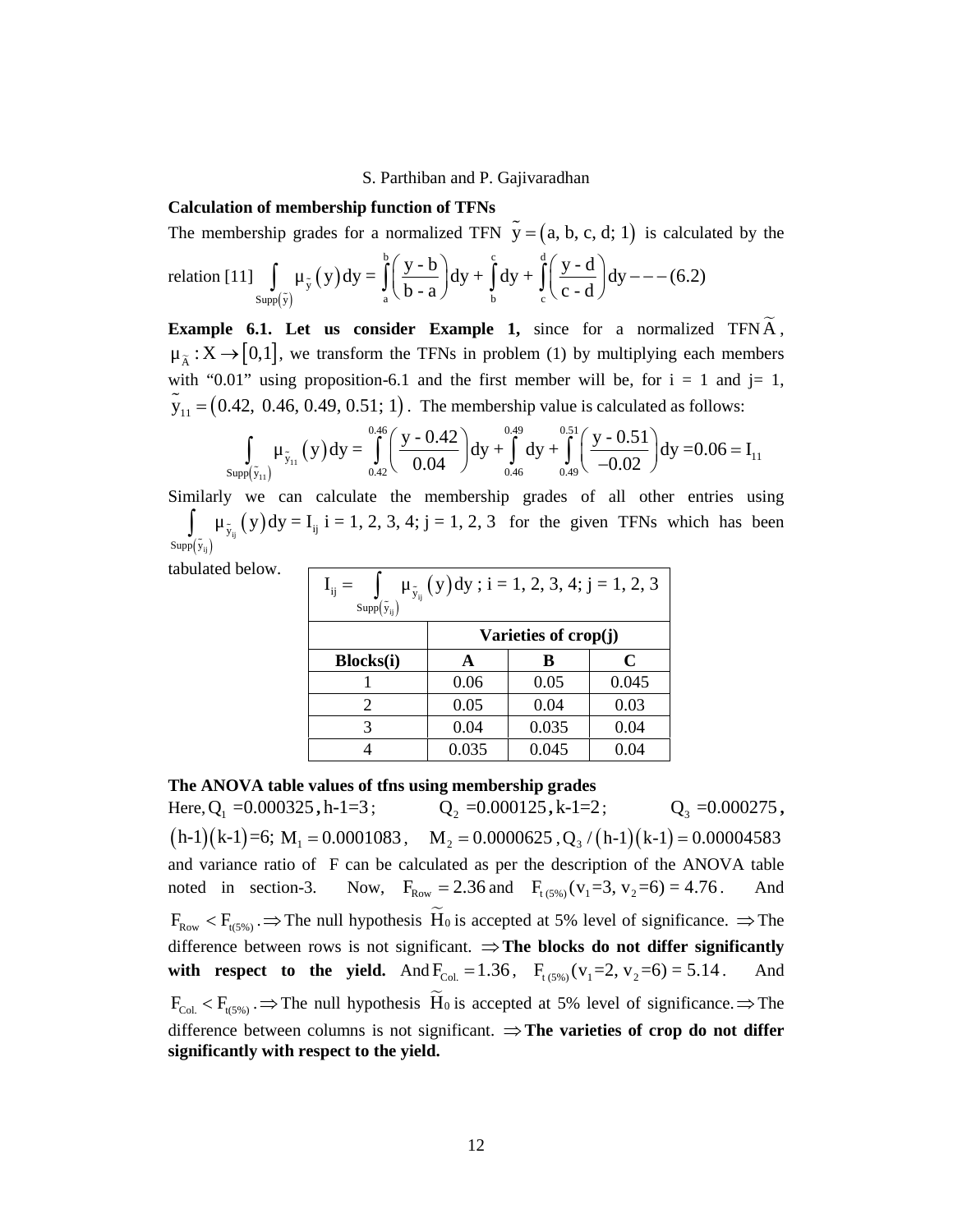**Calculation of membership function of TFNs**

The membership grades for a normalized TFN $\tilde{y} = (a, b, c, d; 1)$ is calculated by the relation [11] $\int_{Supp(\tilde{y})} \mu_{\tilde{y}}(y)dy = \int_a^b \left(\frac{y - b}{b - a}\right)dy + \int_b^c dy + \int_c^d \left(\frac{y - d}{c - d}\right)dy - - - (6.2)$

**Example 6.1. Let us consider Example 1,** since for a normalized TFN $\tilde{A}$, $\mu_{\tilde{A}} : X \to [0,1]$, we transform the TFNs in problem (1) by multiplying each members with "0.01" using proposition-6.1 and the first member will be, for i = 1 and j= 1, $\tilde{y}_{11} = (0.42,\ 0.46, 0.49, 0.51; 1)$. The membership value is calculated as follows:

$$\int_{Supp(\tilde{y}_{11})} \mu_{\tilde{y}_{11}}(y)dy = \int_{0.42}^{0.46} \left(\frac{y - 0.42}{0.04}\right)dy + \int_{0.46}^{0.49} dy + \int_{0.49}^{0.51} \left(\frac{y - 0.51}{-0.02}\right)dy = 0.06 = I_{11}$$

Similarly we can calculate the membership grades of all other entries using $\int_{Supp(\tilde{y}_{ij})} \mu_{\tilde{y}_{ij}}(y)dy = I_{ij}$ i = 1, 2, 3, 4; j = 1, 2, 3 for the given TFNs which has been tabulated below.

| $I_{ij} = \int_{Supp(\tilde{y}_{ij})} \mu_{\tilde{y}_{ij}}(y)dy$ ; i = 1, 2, 3, 4; j = 1, 2, 3 | | | |
|---|---|---|---|
| | **Varieties of crop(j)** | | |
| **Blocks(i)** | **A** | **B** | **C** |
| 1 | 0.06 | 0.05 | 0.045 |
| 2 | 0.05 | 0.04 | 0.03 |
| 3 | 0.04 | 0.035 | 0.04 |
| 4 | 0.035 | 0.045 | 0.04 |

**The ANOVA table values of tfns using membership grades**

Here, $Q_1 = 0.000325$, $h\text{-}1=3$; $Q_2 = 0.000125$, $k\text{-}1=2$; $Q_3 = 0.000275$, $(h\text{-}1)(k\text{-}1)=6$; $M_1 = 0.0001083$, $M_2 = 0.0000625$, $Q_3 / (h\text{-}1)(k\text{-}1) = 0.00004583$ and variance ratio of F can be calculated as per the description of the ANOVA table noted in section-3. Now, $F_{Row} = 2.36$ and $F_{t\,(5\%)}(v_1=3,\ v_2=6) = 4.76$. And $F_{Row} < F_{t(5\%)}$. $\Rightarrow$ The null hypothesis $\tilde{H}_0$ is accepted at 5% level of significance. $\Rightarrow$ The difference between rows is not significant. $\Rightarrow$ **The blocks do not differ significantly with respect to the yield.** And $F_{Col.} = 1.36$, $F_{t\,(5\%)}(v_1=2,\ v_2=6) = 5.14$. And $F_{Col.} < F_{t(5\%)}$. $\Rightarrow$ The null hypothesis $\tilde{H}_0$ is accepted at 5% level of significance. $\Rightarrow$ The difference between columns is not significant. $\Rightarrow$ **The varieties of crop do not differ significantly with respect to the yield.**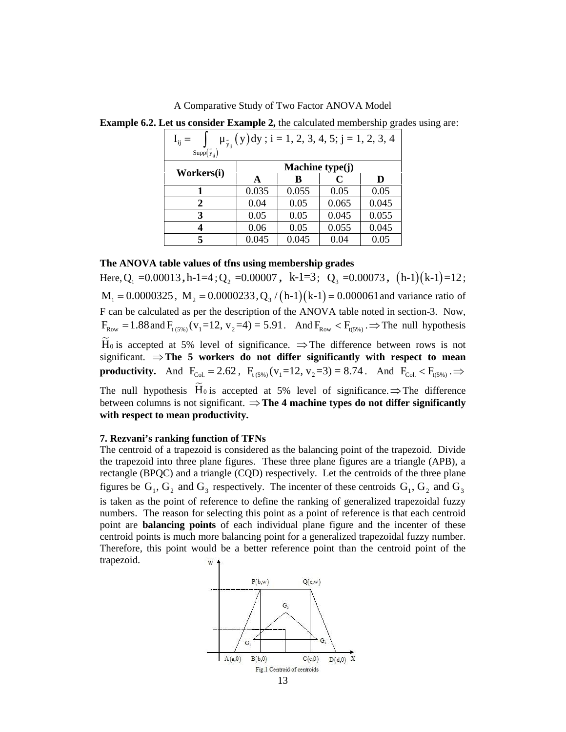**Example 6.2. Let us consider Example 2,** the calculated membership grades using are:

| $I_{ij} = \int_{Supp(\tilde{y}_{ij})} \mu_{\tilde{y}_{ij}}(y)dy$ ; i = 1, 2, 3, 4, 5; j = 1, 2, 3, 4 | | | | |
|---|---|---|---|---|
| **Workers(i)** | **Machine type(j)** | | | |
| | **A** | **B** | **C** | **D** |
| **1** | 0.035 | 0.055 | 0.05 | 0.05 |
| **2** | 0.04 | 0.05 | 0.065 | 0.045 |
| **3** | 0.05 | 0.05 | 0.045 | 0.055 |
| **4** | 0.06 | 0.05 | 0.055 | 0.045 |
| **5** | 0.045 | 0.045 | 0.04 | 0.05 |

**The ANOVA table values of tfns using membership grades**

Here, $Q_1 = 0.00013$, h-1=4; $Q_2 = 0.00007$, k-1=3; $Q_3 = 0.00073$, $(h-1)(k-1)=12$; $M_1 = 0.0000325$, $M_2 = 0.0000233$, $Q_3/(h-1)(k-1) = 0.000061$ and variance ratio of F can be calculated as per the description of the ANOVA table noted in section-3. Now, $F_{Row} = 1.88$ and $F_{t\,(5\%)}(v_1=12, v_2=4) = 5.91$. And $F_{Row} < F_{t(5\%)}$. $\Rightarrow$ The null hypothesis $\widetilde{H}_0$ is accepted at 5% level of significance. $\Rightarrow$ The difference between rows is not significant. $\Rightarrow$ **The 5 workers do not differ significantly with respect to mean productivity.** And $F_{Col.} = 2.62$, $F_{t\,(5\%)}(v_1=12, v_2=3) = 8.74$. And $F_{Col.} < F_{t(5\%)}$. $\Rightarrow$ The null hypothesis $\widetilde{H}_0$ is accepted at 5% level of significance. $\Rightarrow$ The difference between columns is not significant. $\Rightarrow$ **The 4 machine types do not differ significantly with respect to mean productivity.**

## 7. Rezvani's ranking function of TFNs

The centroid of a trapezoid is considered as the balancing point of the trapezoid. Divide the trapezoid into three plane figures. These three plane figures are a triangle (APB), a rectangle (BPQC) and a triangle (CQD) respectively. Let the centroids of the three plane figures be $G_1, G_2$ and $G_3$ respectively. The incenter of these centroids $G_1, G_2$ and $G_3$ is taken as the point of reference to define the ranking of generalized trapezoidal fuzzy numbers. The reason for selecting this point as a point of reference is that each centroid point are **balancing points** of each individual plane figure and the incenter of these centroid points is much more balancing point for a generalized trapezoidal fuzzy number. Therefore, this point would be a better reference point than the centroid point of the trapezoid.

Fig.1 Centroid of centroids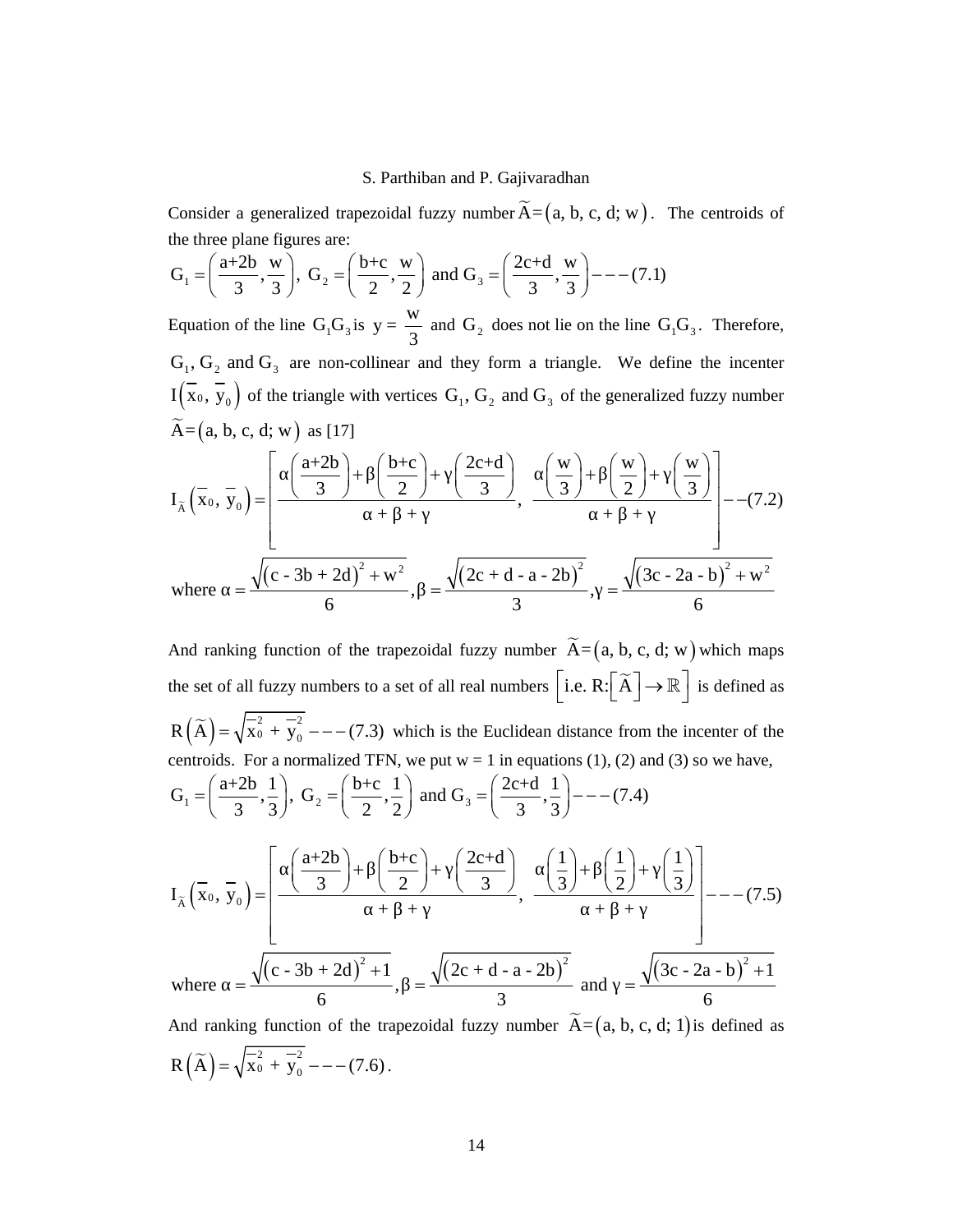Consider a generalized trapezoidal fuzzy number $\widetilde{A}=(a, b, c, d; w)$. The centroids of the three plane figures are:

$$G_1 = \left(\frac{a+2b}{3}, \frac{w}{3}\right),\ G_2 = \left(\frac{b+c}{2}, \frac{w}{2}\right) \text{ and } G_3 = \left(\frac{2c+d}{3}, \frac{w}{3}\right) --- (7.1)$$

Equation of the line $G_1G_3$ is $y = \frac{w}{3}$ and $G_2$ does not lie on the line $G_1G_3$. Therefore, $G_1, G_2$ and $G_3$ are non-collinear and they form a triangle. We define the incenter $I(\overline{x}_0, \overline{y}_0)$ of the triangle with vertices $G_1, G_2$ and $G_3$ of the generalized fuzzy number $\widetilde{A}=(a, b, c, d; w)$ as [17]

$$I_{\widetilde{A}}(\overline{x}_0, \overline{y}_0) = \left[\frac{\alpha\left(\frac{a+2b}{3}\right)+\beta\left(\frac{b+c}{2}\right)+\gamma\left(\frac{2c+d}{3}\right)}{\alpha+\beta+\gamma},\ \frac{\alpha\left(\frac{w}{3}\right)+\beta\left(\frac{w}{2}\right)+\gamma\left(\frac{w}{3}\right)}{\alpha+\beta+\gamma}\right] --(7.2)$$

$$\text{where } \alpha = \frac{\sqrt{(c - 3b + 2d)^2 + w^2}}{6}, \beta = \frac{\sqrt{(2c + d - a - 2b)^2}}{3}, \gamma = \frac{\sqrt{(3c - 2a - b)^2 + w^2}}{6}$$

And ranking function of the trapezoidal fuzzy number $\widetilde{A}=(a, b, c, d; w)$ which maps the set of all fuzzy numbers to a set of all real numbers $\left[\text{i.e. } R:\left[\widetilde{A}\right] \to \mathbb{R}\right]$ is defined as $R\left(\widetilde{A}\right) = \sqrt{\overline{x}_0^2 + \overline{y}_0^2} --- (7.3)$ which is the Euclidean distance from the incenter of the centroids. For a normalized TFN, we put w = 1 in equations (1), (2) and (3) so we have,

$$G_1 = \left(\frac{a+2b}{3}, \frac{1}{3}\right),\ G_2 = \left(\frac{b+c}{2}, \frac{1}{2}\right) \text{ and } G_3 = \left(\frac{2c+d}{3}, \frac{1}{3}\right) --- (7.4)$$

$$I_{\widetilde{A}}(\overline{x}_0, \overline{y}_0) = \left[\frac{\alpha\left(\frac{a+2b}{3}\right)+\beta\left(\frac{b+c}{2}\right)+\gamma\left(\frac{2c+d}{3}\right)}{\alpha+\beta+\gamma},\ \frac{\alpha\left(\frac{1}{3}\right)+\beta\left(\frac{1}{2}\right)+\gamma\left(\frac{1}{3}\right)}{\alpha+\beta+\gamma}\right] --- (7.5)$$

$$\text{where } \alpha = \frac{\sqrt{(c - 3b + 2d)^2 + 1}}{6}, \beta = \frac{\sqrt{(2c + d - a - 2b)^2}}{3} \text{ and } \gamma = \frac{\sqrt{(3c - 2a - b)^2 + 1}}{6}$$

And ranking function of the trapezoidal fuzzy number $\widetilde{A}=(a, b, c, d; 1)$ is defined as $R\left(\widetilde{A}\right) = \sqrt{\overline{x}_0^2 + \overline{y}_0^2} --- (7.6)$.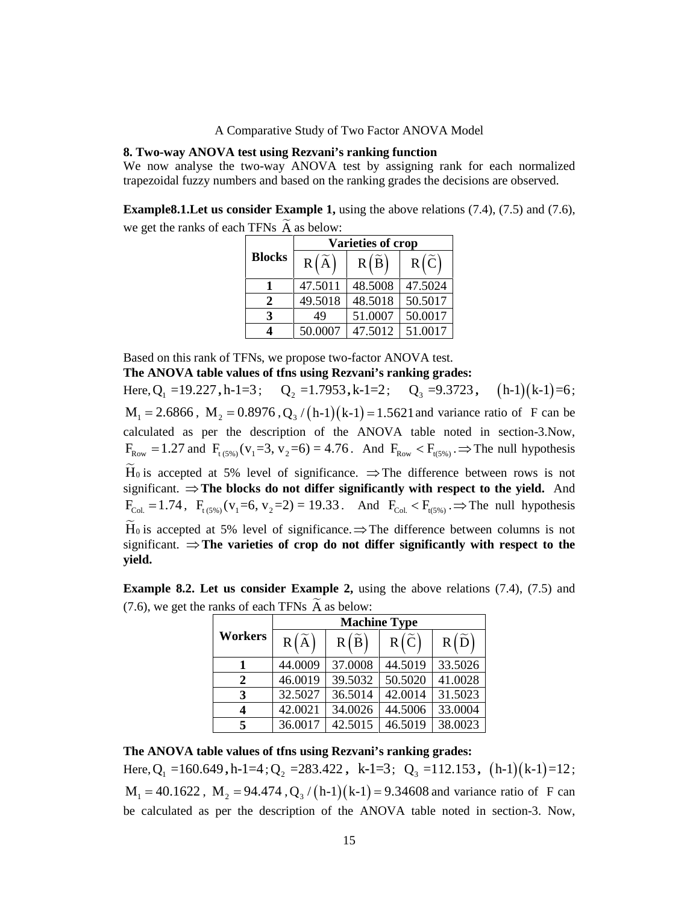## 8. Two-way ANOVA test using Rezvani's ranking function

We now analyse the two-way ANOVA test by assigning rank for each normalized trapezoidal fuzzy numbers and based on the ranking grades the decisions are observed.

**Example8.1.Let us consider Example 1,** using the above relations (7.4), (7.5) and (7.6), we get the ranks of each TFNs $\widetilde{A}$ as below:

| Blocks | Varieties of crop | | |
|---|---|---|---|
| | $R(\widetilde{A})$ | $R(\widetilde{B})$ | $R(\widetilde{C})$ |
| **1** | 47.5011 | 48.5008 | 47.5024 |
| **2** | 49.5018 | 48.5018 | 50.5017 |
| **3** | 49 | 51.0007 | 50.0017 |
| **4** | 50.0007 | 47.5012 | 51.0017 |

Based on this rank of TFNs, we propose two-factor ANOVA test.

**The ANOVA table values of tfns using Rezvani's ranking grades:**

Here, $Q_1 = 19.227$, $h\text{-}1=3$; $Q_2 = 1.7953$, $k\text{-}1=2$; $Q_3 = 9.3723$, $(h\text{-}1)(k\text{-}1)=6$; $M_1 = 2.6866$, $M_2 = 0.8976$, $Q_3/(h\text{-}1)(k\text{-}1) = 1.5621$ and variance ratio of F can be calculated as per the description of the ANOVA table noted in section-3.Now, $F_{Row} = 1.27$ and $F_{t\,(5\%)}(v_1=3,\ v_2=6) = 4.76$. And $F_{Row} < F_{t(5\%)}$. $\Rightarrow$ The null hypothesis $\widetilde{H}_0$ is accepted at 5% level of significance. $\Rightarrow$ The difference between rows is not significant. $\Rightarrow$ **The blocks do not differ significantly with respect to the yield.** And $F_{Col.} = 1.74$, $F_{t\,(5\%)}(v_1=6,\ v_2=2) = 19.33$. And $F_{Col.} < F_{t(5\%)}$. $\Rightarrow$ The null hypothesis $\widetilde{H}_0$ is accepted at 5% level of significance. $\Rightarrow$ The difference between columns is not significant. $\Rightarrow$ **The varieties of crop do not differ significantly with respect to the yield.**

**Example 8.2. Let us consider Example 2,** using the above relations (7.4), (7.5) and (7.6), we get the ranks of each TFNs $\widetilde{A}$ as below:

| Workers | Machine Type | | | |
|---|---|---|---|---|
| | $R(\widetilde{A})$ | $R(\widetilde{B})$ | $R(\widetilde{C})$ | $R(\widetilde{D})$ |
| **1** | 44.0009 | 37.0008 | 44.5019 | 33.5026 |
| **2** | 46.0019 | 39.5032 | 50.5020 | 41.0028 |
| **3** | 32.5027 | 36.5014 | 42.0014 | 31.5023 |
| **4** | 42.0021 | 34.0026 | 44.5006 | 33.0004 |
| **5** | 36.0017 | 42.5015 | 46.5019 | 38.0023 |

**The ANOVA table values of tfns using Rezvani's ranking grades:**

Here, $Q_1 = 160.649$, $h\text{-}1=4$; $Q_2 = 283.422$, $k\text{-}1=3$; $Q_3 = 112.153$, $(h\text{-}1)(k\text{-}1)=12$; $M_1 = 40.1622$, $M_2 = 94.474$, $Q_3/(h\text{-}1)(k\text{-}1) = 9.34608$ and variance ratio of F can be calculated as per the description of the ANOVA table noted in section-3. Now,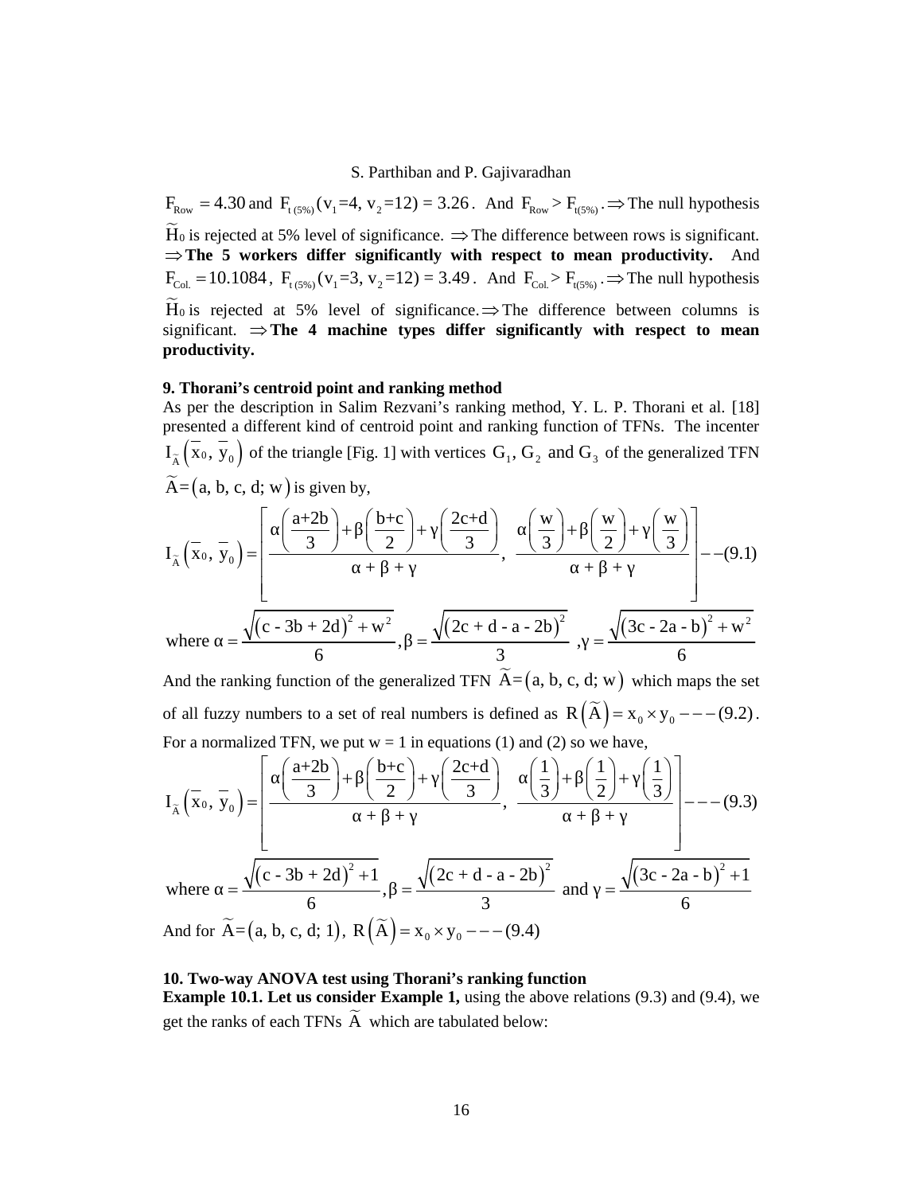$F_{Row} = 4.30$ and $F_{t\,(5\%)}(v_1{=}4,\ v_2{=}12) = 3.26$. And $F_{Row} > F_{t(5\%)}$. $\Rightarrow$ The null hypothesis $\widetilde{H}_0$ is rejected at 5% level of significance. $\Rightarrow$ The difference between rows is significant. $\Rightarrow$ **The 5 workers differ significantly with respect to mean productivity.** And $F_{Col.} = 10.1084$, $F_{t\,(5\%)}(v_1{=}3,\ v_2{=}12) = 3.49$. And $F_{Col.} > F_{t(5\%)}$. $\Rightarrow$ The null hypothesis $\widetilde{H}_0$ is rejected at 5% level of significance. $\Rightarrow$ The difference between columns is significant. $\Rightarrow$ **The 4 machine types differ significantly with respect to mean productivity.**

## 9. Thorani's centroid point and ranking method

As per the description in Salim Rezvani's ranking method, Y. L. P. Thorani et al. [18] presented a different kind of centroid point and ranking function of TFNs. The incenter $I_{\widetilde{A}}\left(\overline{x}_0,\ \overline{y}_0\right)$ of the triangle [Fig. 1] with vertices $G_1, G_2$ and $G_3$ of the generalized TFN $\widetilde{A}=(a,\ b,\ c,\ d;\ w)$ is given by,

$$I_{\widetilde{A}}\left(\overline{x}_0,\ \overline{y}_0\right) = \left[\frac{\alpha\left(\frac{a+2b}{3}\right)+\beta\left(\frac{b+c}{2}\right)+\gamma\left(\frac{2c+d}{3}\right)}{\alpha+\beta+\gamma},\ \frac{\alpha\left(\frac{w}{3}\right)+\beta\left(\frac{w}{2}\right)+\gamma\left(\frac{w}{3}\right)}{\alpha+\beta+\gamma}\right] \quad --(9.1)$$

where $\alpha = \dfrac{\sqrt{(c - 3b + 2d)^2 + w^2}}{6}, \beta = \dfrac{\sqrt{(2c + d - a - 2b)^2}}{3}, \gamma = \dfrac{\sqrt{(3c - 2a - b)^2 + w^2}}{6}$

And the ranking function of the generalized TFN $\widetilde{A}=(a,\ b,\ c,\ d;\ w)$ which maps the set of all fuzzy numbers to a set of real numbers is defined as $R\left(\widetilde{A}\right) = x_0 \times y_0 \quad ---(9.2)$.

For a normalized TFN, we put w = 1 in equations (1) and (2) so we have,

$$I_{\widetilde{A}}\left(\overline{x}_0,\ \overline{y}_0\right) = \left[\frac{\alpha\left(\frac{a+2b}{3}\right)+\beta\left(\frac{b+c}{2}\right)+\gamma\left(\frac{2c+d}{3}\right)}{\alpha+\beta+\gamma},\ \frac{\alpha\left(\frac{1}{3}\right)+\beta\left(\frac{1}{2}\right)+\gamma\left(\frac{1}{3}\right)}{\alpha+\beta+\gamma}\right] \quad ---(9.3)$$

where $\alpha = \dfrac{\sqrt{(c - 3b + 2d)^2 + 1}}{6}, \beta = \dfrac{\sqrt{(2c + d - a - 2b)^2}}{3}$ and $\gamma = \dfrac{\sqrt{(3c - 2a - b)^2 + 1}}{6}$

And for $\widetilde{A}=(a,\ b,\ c,\ d;\ 1)$, $R\left(\widetilde{A}\right) = x_0 \times y_0 \quad ---(9.4)$

## 10. Two-way ANOVA test using Thorani's ranking function

**Example 10.1. Let us consider Example 1,** using the above relations (9.3) and (9.4), we get the ranks of each TFNs $\widetilde{A}$ which are tabulated below: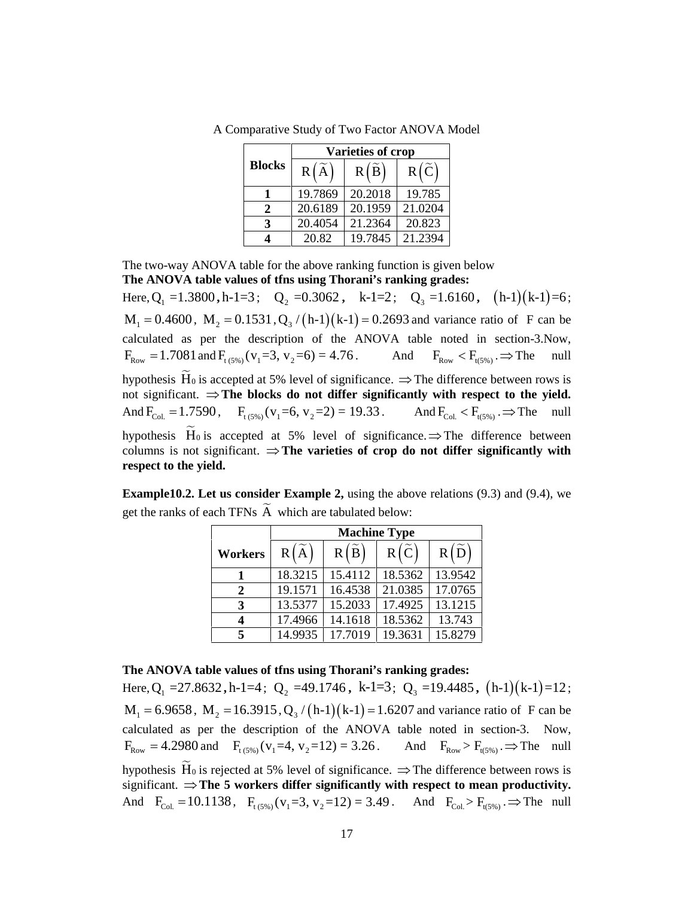| Blocks | Varieties of crop | | |
|---|---|---|---|
| | $R(\widetilde{A})$ | $R(\widetilde{B})$ | $R(\widetilde{C})$ |
| **1** | 19.7869 | 20.2018 | 19.785 |
| **2** | 20.6189 | 20.1959 | 21.0204 |
| **3** | 20.4054 | 21.2364 | 20.823 |
| **4** | 20.82 | 19.7845 | 21.2394 |

The two-way ANOVA table for the above ranking function is given below

**The ANOVA table values of tfns using Thorani's ranking grades:**

Here, $Q_1 = 1.3800$, $h\text{-}1=3$; $Q_2 = 0.3062$, $k\text{-}1=2$; $Q_3 = 1.6160$, $(h\text{-}1)(k\text{-}1)=6$; $M_1 = 0.4600$, $M_2 = 0.1531$, $Q_3/(h\text{-}1)(k\text{-}1) = 0.2693$ and variance ratio of F can be calculated as per the description of the ANOVA table noted in section-3. Now, $F_{Row} = 1.7081$ and $F_{t\,(5\%)}(v_1=3,\, v_2=6) = 4.76$. And $F_{Row} < F_{t(5\%)}$. $\Rightarrow$ The null hypothesis $\widetilde{H}_0$ is accepted at 5% level of significance. $\Rightarrow$ The difference between rows is not significant. $\Rightarrow$ **The blocks do not differ significantly with respect to the yield.** And $F_{Col.} = 1.7590$, $F_{t\,(5\%)}(v_1=6,\, v_2=2) = 19.33$. And $F_{Col.} < F_{t(5\%)}$. $\Rightarrow$ The null hypothesis $\widetilde{H}_0$ is accepted at 5% level of significance. $\Rightarrow$ The difference between columns is not significant. $\Rightarrow$ **The varieties of crop do not differ significantly with respect to the yield.**

**Example10.2. Let us consider Example 2,** using the above relations (9.3) and (9.4), we get the ranks of each TFNs $\widetilde{A}$ which are tabulated below:

| Workers | Machine Type | | | |
|---|---|---|---|---|
| | $R(\widetilde{A})$ | $R(\widetilde{B})$ | $R(\widetilde{C})$ | $R(\widetilde{D})$ |
| **1** | 18.3215 | 15.4112 | 18.5362 | 13.9542 |
| **2** | 19.1571 | 16.4538 | 21.0385 | 17.0765 |
| **3** | 13.5377 | 15.2033 | 17.4925 | 13.1215 |
| **4** | 17.4966 | 14.1618 | 18.5362 | 13.743 |
| **5** | 14.9935 | 17.7019 | 19.3631 | 15.8279 |

**The ANOVA table values of tfns using Thorani's ranking grades:**

Here, $Q_1 = 27.8632$, $h\text{-}1=4$; $Q_2 = 49.1746$, $k\text{-}1=3$; $Q_3 = 19.4485$, $(h\text{-}1)(k\text{-}1)=12$; $M_1 = 6.9658$, $M_2 = 16.3915$, $Q_3/(h\text{-}1)(k\text{-}1) = 1.6207$ and variance ratio of F can be calculated as per the description of the ANOVA table noted in section-3. Now, $F_{Row} = 4.2980$ and $F_{t\,(5\%)}(v_1=4,\, v_2=12) = 3.26$. And $F_{Row} > F_{t(5\%)}$. $\Rightarrow$ The null hypothesis $\widetilde{H}_0$ is rejected at 5% level of significance. $\Rightarrow$ The difference between rows is significant. $\Rightarrow$ **The 5 workers differ significantly with respect to mean productivity.** And $F_{Col.} = 10.1138$, $F_{t\,(5\%)}(v_1=3,\, v_2=12) = 3.49$. And $F_{Col.} > F_{t(5\%)}$. $\Rightarrow$ The null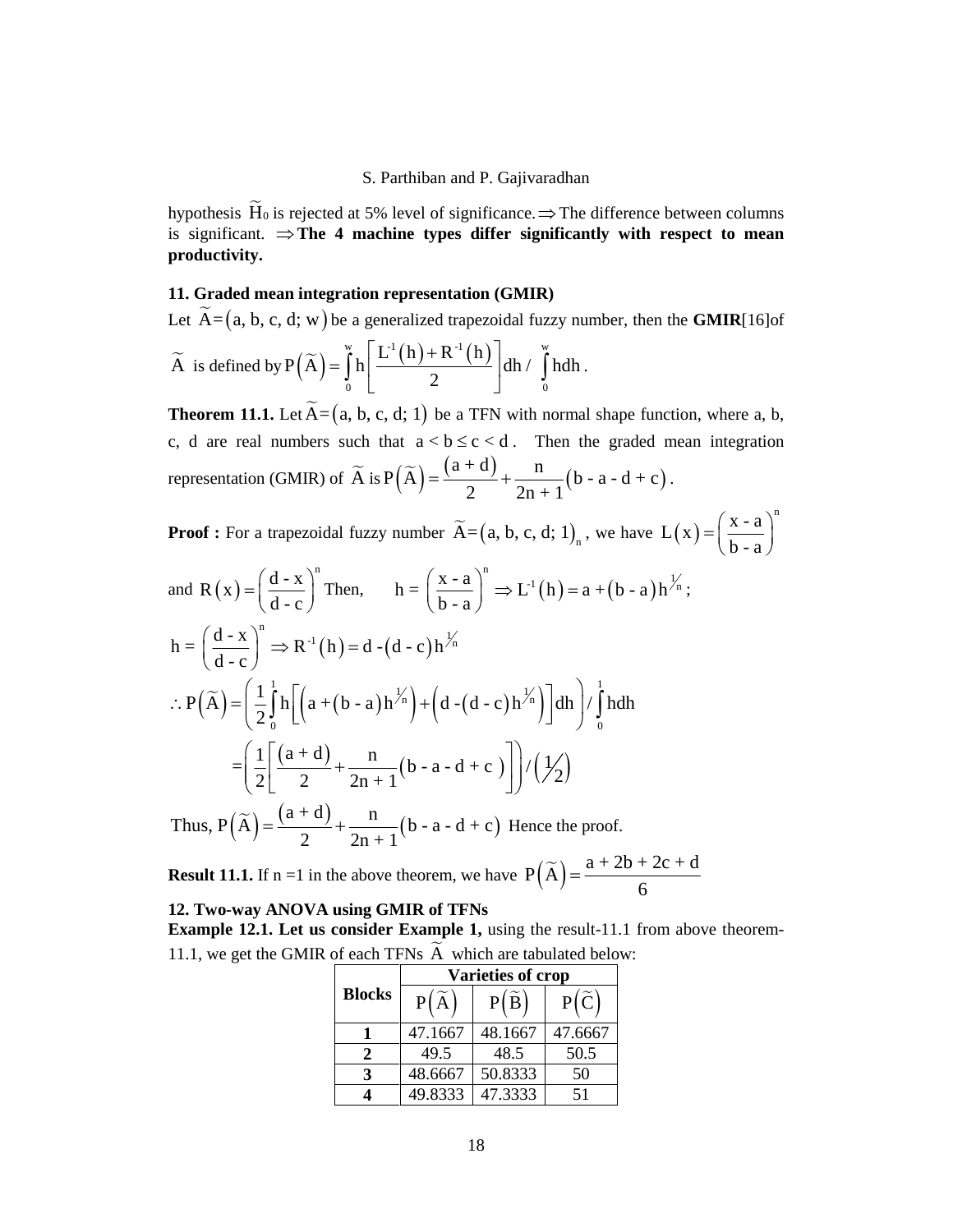hypothesis $\widetilde{H}_0$ is rejected at 5% level of significance. $\Rightarrow$ The difference between columns is significant. $\Rightarrow$ **The 4 machine types differ significantly with respect to mean productivity.**

## 11. Graded mean integration representation (GMIR)

Let $\widetilde{A}=(a, b, c, d; w)$ be a generalized trapezoidal fuzzy number, then the **GMIR**[16]of $\widetilde{A}$ is defined by $P(\widetilde{A}) = \int_0^w h\left[\frac{L^{-1}(h)+R^{-1}(h)}{2}\right]dh \,/\, \int_0^w hdh$.

**Theorem 11.1.** Let $\widetilde{A}=(a, b, c, d; 1)$ be a TFN with normal shape function, where a, b, c, d are real numbers such that $a < b \le c < d$. Then the graded mean integration representation (GMIR) of $\widetilde{A}$ is $P(\widetilde{A}) = \frac{(a+d)}{2} + \frac{n}{2n+1}(b - a - d + c)$.

**Proof :** For a trapezoidal fuzzy number $\widetilde{A}=(a, b, c, d; 1)_n$, we have $L(x) = \left(\frac{x-a}{b-a}\right)^n$ and $R(x) = \left(\frac{d-x}{d-c}\right)^n$ Then, $h = \left(\frac{x-a}{b-a}\right)^n \Rightarrow L^{-1}(h) = a + (b-a)h^{1/n}$;

$h = \left(\frac{d-x}{d-c}\right)^n \Rightarrow R^{-1}(h) = d - (d-c)h^{1/n}$

$$\therefore P(\widetilde{A}) = \left(\frac{1}{2}\int_0^1 h\left[\left(a+(b-a)h^{1/n}\right)+\left(d-(d-c)h^{1/n}\right)\right]dh\right) / \int_0^1 hdh$$

$$= \left(\frac{1}{2}\left[\frac{(a+d)}{2} + \frac{n}{2n+1}(b - a - d + c)\right]\right) / \left(\tfrac{1}{2}\right)$$

Thus, $P(\widetilde{A}) = \frac{(a+d)}{2} + \frac{n}{2n+1}(b - a - d + c)$ Hence the proof.

**Result 11.1.** If n =1 in the above theorem, we have $P(\widetilde{A}) = \frac{a+2b+2c+d}{6}$

## 12. Two-way ANOVA using GMIR of TFNs

**Example 12.1. Let us consider Example 1,** using the result-11.1 from above theorem-11.1, we get the GMIR of each TFNs $\widetilde{A}$ which are tabulated below:

| Blocks | Varieties of crop | | |
|---|---|---|---|
| | $P(\widetilde{A})$ | $P(\widetilde{B})$ | $P(\widetilde{C})$ |
| **1** | 47.1667 | 48.1667 | 47.6667 |
| **2** | 49.5 | 48.5 | 50.5 |
| **3** | 48.6667 | 50.8333 | 50 |
| **4** | 49.8333 | 47.3333 | 51 |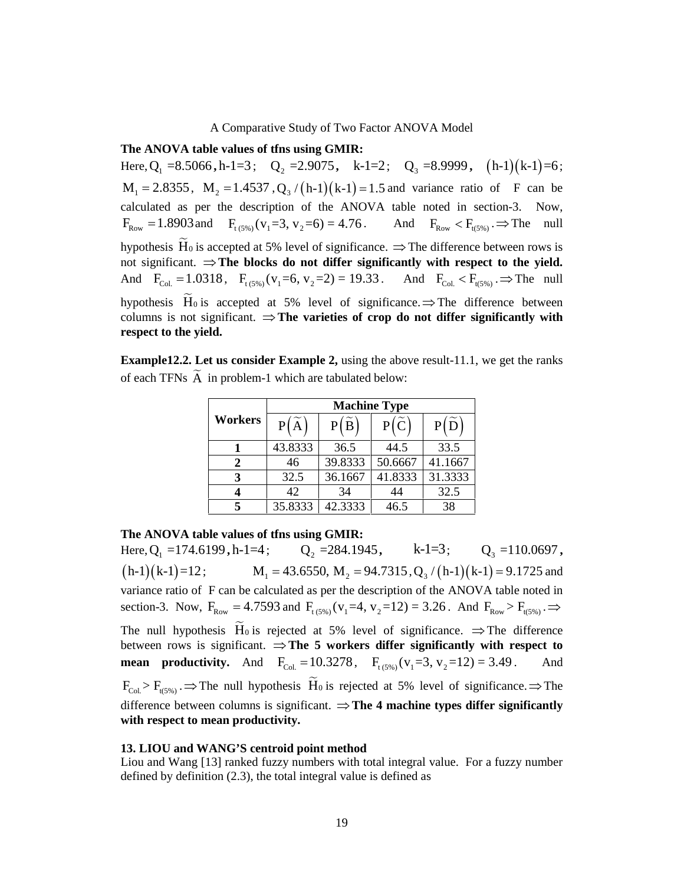**The ANOVA table values of tfns using GMIR:**

Here, $Q_1 = 8.5066$, $h\text{-}1=3$; $Q_2 = 2.9075$, $k\text{-}1=2$; $Q_3 = 8.9999$, $(h\text{-}1)(k\text{-}1)=6$; $M_1 = 2.8355$, $M_2 = 1.4537$, $Q_3/(h\text{-}1)(k\text{-}1) = 1.5$ and variance ratio of F can be calculated as per the description of the ANOVA table noted in section-3. Now, $F_{Row} = 1.8903$ and $F_{t\,(5\%)}(v_1=3, v_2=6) = 4.76$. And $F_{Row} < F_{t(5\%)}$. $\Rightarrow$ The null hypothesis $\widetilde{H}_0$ is accepted at 5% level of significance. $\Rightarrow$ The difference between rows is not significant. $\Rightarrow$ **The blocks do not differ significantly with respect to the yield.** And $F_{Col.} = 1.0318$, $F_{t\,(5\%)}(v_1=6, v_2=2) = 19.33$. And $F_{Col.} < F_{t(5\%)}$. $\Rightarrow$ The null hypothesis $\widetilde{H}_0$ is accepted at 5% level of significance. $\Rightarrow$ The difference between columns is not significant. $\Rightarrow$ **The varieties of crop do not differ significantly with respect to the yield.**

**Example12.2. Let us consider Example 2,** using the above result-11.1, we get the ranks of each TFNs $\widetilde{A}$ in problem-1 which are tabulated below:

| Workers | Machine Type | | | |
|---|---|---|---|---|
| | $P(\widetilde{A})$ | $P(\widetilde{B})$ | $P(\widetilde{C})$ | $P(\widetilde{D})$ |
| **1** | 43.8333 | 36.5 | 44.5 | 33.5 |
| **2** | 46 | 39.8333 | 50.6667 | 41.1667 |
| **3** | 32.5 | 36.1667 | 41.8333 | 31.3333 |
| **4** | 42 | 34 | 44 | 32.5 |
| **5** | 35.8333 | 42.3333 | 46.5 | 38 |

**The ANOVA table values of tfns using GMIR:**

Here, $Q_1 = 174.6199$, $h\text{-}1=4$; $Q_2 = 284.1945$, $k\text{-}1=3$; $Q_3 = 110.0697$, $(h\text{-}1)(k\text{-}1)=12$; $M_1 = 43.6550$, $M_2 = 94.7315$, $Q_3/(h\text{-}1)(k\text{-}1) = 9.1725$ and variance ratio of F can be calculated as per the description of the ANOVA table noted in section-3. Now, $F_{Row} = 4.7593$ and $F_{t\,(5\%)}(v_1=4, v_2=12) = 3.26$. And $F_{Row} > F_{t(5\%)}$. $\Rightarrow$ The null hypothesis $\widetilde{H}_0$ is rejected at 5% level of significance. $\Rightarrow$ The difference between rows is significant. $\Rightarrow$ **The 5 workers differ significantly with respect to mean productivity.** And $F_{Col.} = 10.3278$, $F_{t\,(5\%)}(v_1=3, v_2=12) = 3.49$. And $F_{Col.} > F_{t(5\%)}$. $\Rightarrow$ The null hypothesis $\widetilde{H}_0$ is rejected at 5% level of significance. $\Rightarrow$ The difference between columns is significant. $\Rightarrow$ **The 4 machine types differ significantly with respect to mean productivity.**

## 13. LIOU and WANG'S centroid point method

Liou and Wang [13] ranked fuzzy numbers with total integral value. For a fuzzy number defined by definition (2.3), the total integral value is defined as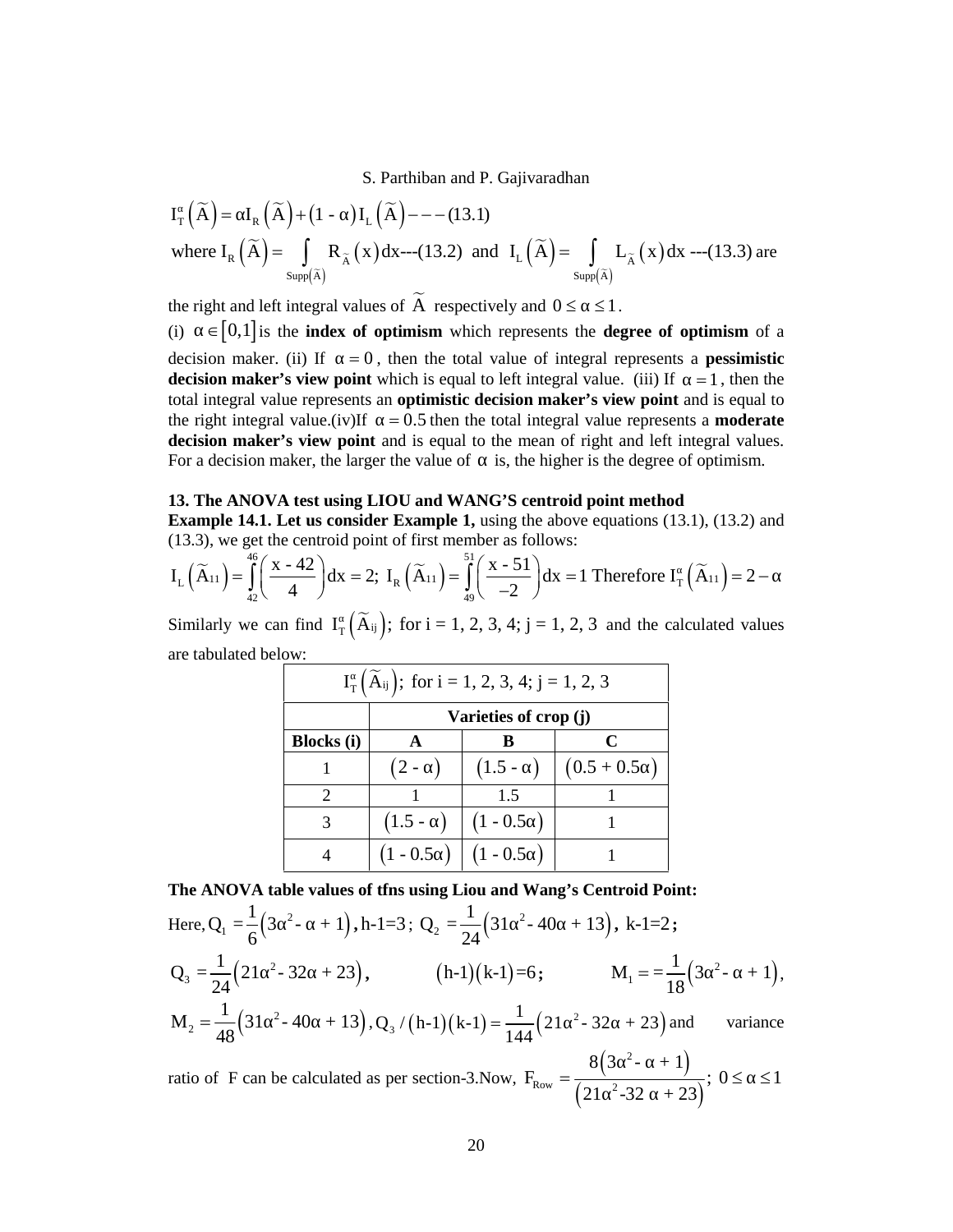$$I_T^{\alpha}\left(\widetilde{A}\right) = \alpha I_R\left(\widetilde{A}\right) + (1 - \alpha) I_L\left(\widetilde{A}\right) --- (13.1)$$

where $I_R\left(\widetilde{A}\right) = \int_{Supp\left(\widetilde{A}\right)} R_{\widetilde{A}}(x)\,dx$---(13.2) and $I_L\left(\widetilde{A}\right) = \int_{Supp\left(\widetilde{A}\right)} L_{\widetilde{A}}(x)\,dx$ ---(13.3) are the right and left integral values of $\widetilde{A}$ respectively and $0 \le \alpha \le 1$.

(i) $\alpha \in [0,1]$ is the **index of optimism** which represents the **degree of optimism** of a decision maker. (ii) If $\alpha = 0$, then the total value of integral represents a **pessimistic decision maker's view point** which is equal to left integral value. (iii) If $\alpha = 1$, then the total integral value represents an **optimistic decision maker's view point** and is equal to the right integral value.(iv)If $\alpha = 0.5$ then the total integral value represents a **moderate decision maker's view point** and is equal to the mean of right and left integral values. For a decision maker, the larger the value of $\alpha$ is, the higher is the degree of optimism.

**13. The ANOVA test using LIOU and WANG'S centroid point method**

**Example 14.1. Let us consider Example 1,** using the above equations (13.1), (13.2) and (13.3), we get the centroid point of first member as follows:

$$I_L\left(\widetilde{A}_{11}\right) = \int_{42}^{46}\left(\frac{x - 42}{4}\right)dx = 2;\ I_R\left(\widetilde{A}_{11}\right) = \int_{49}^{51}\left(\frac{x - 51}{-2}\right)dx = 1 \text{ Therefore } I_T^{\alpha}\left(\widetilde{A}_{11}\right) = 2 - \alpha$$

Similarly we can find $I_T^{\alpha}\left(\widetilde{A}_{ij}\right)$; for i = 1, 2, 3, 4; j = 1, 2, 3 and the calculated values are tabulated below:

| $I_T^{\alpha}\left(\widetilde{A}_{ij}\right)$; for i = 1, 2, 3, 4; j = 1, 2, 3 | | | |
|---|---|---|---|
| | **Varieties of crop (j)** | | |
| **Blocks (i)** | **A** | **B** | **C** |
| 1 | $(2 - \alpha)$ | $(1.5 - \alpha)$ | $(0.5 + 0.5\alpha)$ |
| 2 | 1 | 1.5 | 1 |
| 3 | $(1.5 - \alpha)$ | $(1 - 0.5\alpha)$ | 1 |
| 4 | $(1 - 0.5\alpha)$ | $(1 - 0.5\alpha)$ | 1 |

**The ANOVA table values of tfns using Liou and Wang's Centroid Point:**

Here, $Q_1 = \frac{1}{6}\left(3\alpha^2 - \alpha + 1\right)$, h-1=3; $Q_2 = \frac{1}{24}\left(31\alpha^2 - 40\alpha + 13\right)$, k-1=2;

$Q_3 = \frac{1}{24}\left(21\alpha^2 - 32\alpha + 23\right)$, $(h\text{-}1)(k\text{-}1)=6$; $M_1 = \frac{1}{18}\left(3\alpha^2 - \alpha + 1\right)$,

$M_2 = \frac{1}{48}\left(31\alpha^2 - 40\alpha + 13\right)$, $Q_3 / (h\text{-}1)(k\text{-}1) = \frac{1}{144}\left(21\alpha^2 - 32\alpha + 23\right)$ and variance ratio of F can be calculated as per section-3.Now, $F_{Row} = \frac{8\left(3\alpha^2 - \alpha + 1\right)}{\left(21\alpha^2 - 32\alpha + 23\right)};\ 0 \le \alpha \le 1$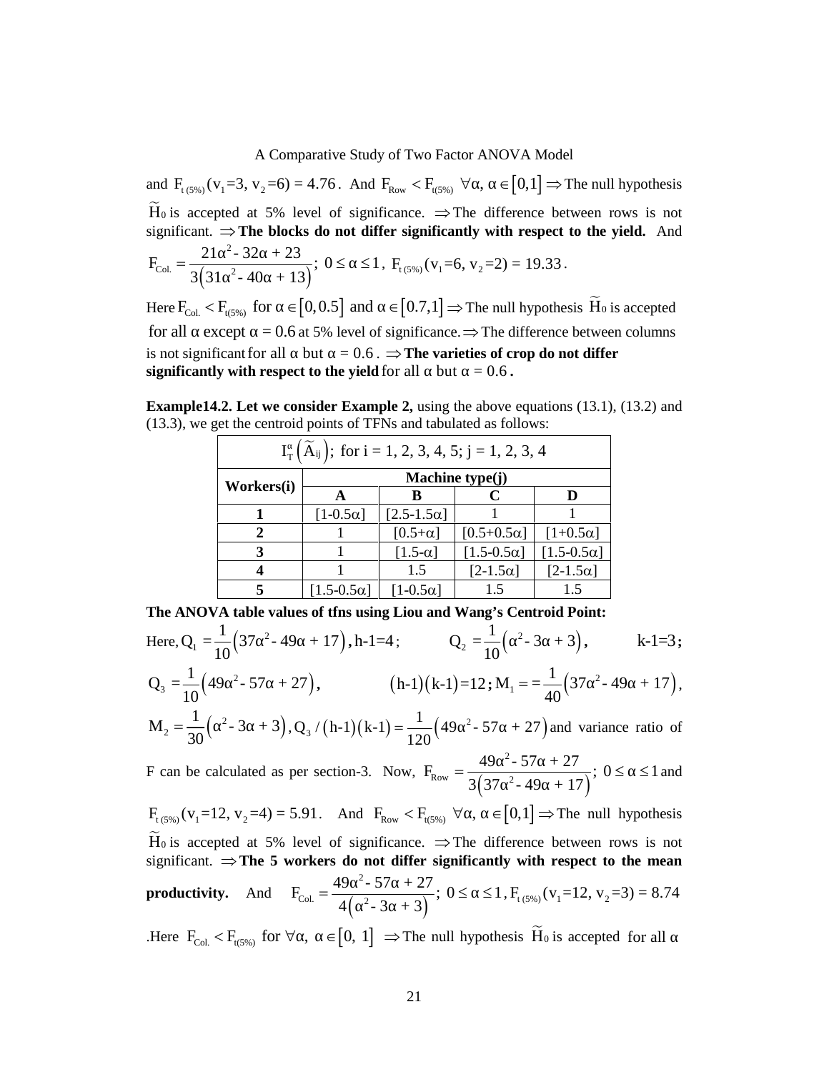and $F_{t(5\%)}(v_1=3, v_2=6) = 4.76$. And $F_{Row} < F_{t(5\%)}\ \forall\alpha, \alpha \in [0,1] \Rightarrow$ The null hypothesis $\widetilde{H}_0$ is accepted at 5% level of significance. $\Rightarrow$ The difference between rows is not significant. $\Rightarrow$ **The blocks do not differ significantly with respect to the yield.** And

$$F_{Col.} = \frac{21\alpha^2 - 32\alpha + 23}{3\left(31\alpha^2 - 40\alpha + 13\right)};\ 0 \le \alpha \le 1,\ F_{t(5\%)}(v_1=6, v_2=2) = 19.33.$$

Here $F_{Col.} < F_{t(5\%)}$ for $\alpha \in [0, 0.5]$ and $\alpha \in [0.7,1] \Rightarrow$ The null hypothesis $\widetilde{H}_0$ is accepted for all α except $\alpha = 0.6$ at 5% level of significance. $\Rightarrow$ The difference between columns is not significant for all α but $\alpha = 0.6$. $\Rightarrow$ **The varieties of crop do not differ significantly with respect to the yield** for all α but $\alpha = 0.6$ **.**

**Example14.2. Let we consider Example 2,** using the above equations (13.1), (13.2) and (13.3), we get the centroid points of TFNs and tabulated as follows:

| $I_T^\alpha\left(\widetilde{A}_{ij}\right)$; for i = 1, 2, 3, 4, 5; j = 1, 2, 3, 4 | | | | |
|---|---|---|---|---|
| **Workers(i)** | **Machine type(j)** | | | |
| | **A** | **B** | **C** | **D** |
| **1** | [1-0.5α] | [2.5-1.5α] | 1 | 1 |
| **2** | 1 | [0.5+α] | [0.5+0.5α] | [1+0.5α] |
| **3** | 1 | [1.5-α] | [1.5-0.5α] | [1.5-0.5α] |
| **4** | 1 | 1.5 | [2-1.5α] | [2-1.5α] |
| **5** | [1.5-0.5α] | [1-0.5α] | 1.5 | 1.5 |

**The ANOVA table values of tfns using Liou and Wang's Centroid Point:**

Here, $Q_1 = \frac{1}{10}\left(37\alpha^2 - 49\alpha + 17\right)$, h-1=4; $\quad Q_2 = \frac{1}{10}\left(\alpha^2 - 3\alpha + 3\right)$, $\quad$ k-1=3;

$Q_3 = \frac{1}{10}\left(49\alpha^2 - 57\alpha + 27\right)$, $\quad (h\text{-}1)(k\text{-}1)=12$; $M_1 = = \frac{1}{40}\left(37\alpha^2 - 49\alpha + 17\right)$,

$M_2 = \frac{1}{30}\left(\alpha^2 - 3\alpha + 3\right)$, $Q_3/(h\text{-}1)(k\text{-}1) = \frac{1}{120}\left(49\alpha^2 - 57\alpha + 27\right)$ and variance ratio of F can be calculated as per section-3. Now, $F_{Row} = \frac{49\alpha^2 - 57\alpha + 27}{3\left(37\alpha^2 - 49\alpha + 17\right)};\ 0 \le \alpha \le 1$ and

$F_{t(5\%)}(v_1=12, v_2=4) = 5.91$. And $F_{Row} < F_{t(5\%)}\ \forall\alpha, \alpha \in [0,1] \Rightarrow$ The null hypothesis $\widetilde{H}_0$ is accepted at 5% level of significance. $\Rightarrow$ The difference between rows is not significant. $\Rightarrow$ **The 5 workers do not differ significantly with respect to the mean productivity.** And $F_{Col.} = \frac{49\alpha^2 - 57\alpha + 27}{4\left(\alpha^2 - 3\alpha + 3\right)};\ 0 \le \alpha \le 1, F_{t(5\%)}(v_1=12, v_2=3) = 8.74$

.Here $F_{Col.} < F_{t(5\%)}$ for $\forall\alpha,\ \alpha \in [0,\ 1]$ $\Rightarrow$ The null hypothesis $\widetilde{H}_0$ is accepted for all α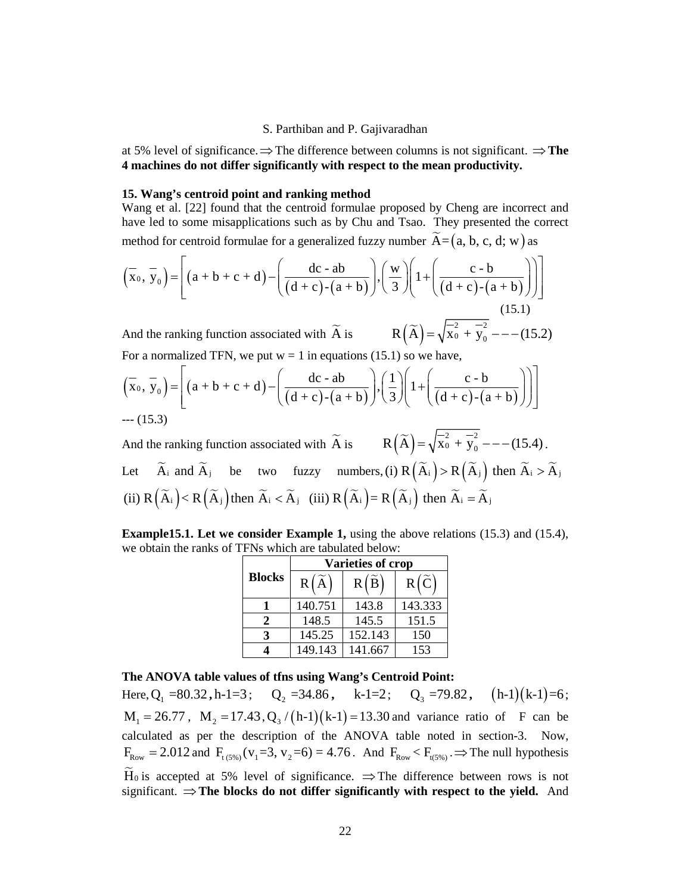at 5% level of significance. $\Rightarrow$ The difference between columns is not significant. $\Rightarrow$ **The 4 machines do not differ significantly with respect to the mean productivity.**

## 15. Wang's centroid point and ranking method

Wang et al. [22] found that the centroid formulae proposed by Cheng are incorrect and have led to some misapplications such as by Chu and Tsao. They presented the correct method for centroid formulae for a generalized fuzzy number $\widetilde{A}=(a, b, c, d; w)$ as

$$\left(\overline{x}_0, \overline{y}_0\right) = \left[(a+b+c+d) - \left(\frac{dc - ab}{(d+c)-(a+b)}\right), \left(\frac{w}{3}\right)\left(1+\left(\frac{c-b}{(d+c)-(a+b)}\right)\right)\right] \quad (15.1)$$

And the ranking function associated with $\widetilde{A}$ is $\quad R\left(\widetilde{A}\right) = \sqrt{\overline{x}_0^2 + \overline{y}_0^2} \; --- (15.2)$

For a normalized TFN, we put w = 1 in equations (15.1) so we have,

$$\left(\overline{x}_0, \overline{y}_0\right) = \left[(a+b+c+d) - \left(\frac{dc - ab}{(d+c)-(a+b)}\right), \left(\frac{1}{3}\right)\left(1+\left(\frac{c-b}{(d+c)-(a+b)}\right)\right)\right]$$

--- (15.3)

And the ranking function associated with $\widetilde{A}$ is $\quad R\left(\widetilde{A}\right) = \sqrt{\overline{x}_0^2 + \overline{y}_0^2} \; --- (15.4)$.

Let $\widetilde{A}_i$ and $\widetilde{A}_j$ be two fuzzy numbers, (i) $R\left(\widetilde{A}_i\right) > R\left(\widetilde{A}_j\right)$ then $\widetilde{A}_i > \widetilde{A}_j$ (ii) $R\left(\widetilde{A}_i\right) < R\left(\widetilde{A}_j\right)$ then $\widetilde{A}_i < \widetilde{A}_j$ (iii) $R\left(\widetilde{A}_i\right) = R\left(\widetilde{A}_j\right)$ then $\widetilde{A}_i = \widetilde{A}_j$

**Example15.1. Let we consider Example 1,** using the above relations (15.3) and (15.4), we obtain the ranks of TFNs which are tabulated below:

| Blocks | Varieties of crop | | |
|---|---|---|---|
| | $R\left(\widetilde{A}\right)$ | $R\left(\widetilde{B}\right)$ | $R\left(\widetilde{C}\right)$ |
| **1** | 140.751 | 143.8 | 143.333 |
| **2** | 148.5 | 145.5 | 151.5 |
| **3** | 145.25 | 152.143 | 150 |
| **4** | 149.143 | 141.667 | 153 |

**The ANOVA table values of tfns using Wang's Centroid Point:**

Here, $Q_1 = 80.32$, h-1=3; $Q_2 = 34.86$, k-1=2; $Q_3 = 79.82$, $(h\text{-}1)(k\text{-}1)=6$; $M_1 = 26.77$, $M_2 = 17.43$, $Q_3/(h\text{-}1)(k\text{-}1) = 13.30$ and variance ratio of F can be calculated as per the description of the ANOVA table noted in section-3. Now, $F_{Row} = 2.012$ and $F_{t\,(5\%)}(v_1=3, v_2=6) = 4.76$. And $F_{Row} < F_{t(5\%)}$. $\Rightarrow$ The null hypothesis $\widetilde{H}_0$ is accepted at 5% level of significance. $\Rightarrow$ The difference between rows is not significant. $\Rightarrow$ **The blocks do not differ significantly with respect to the yield.** And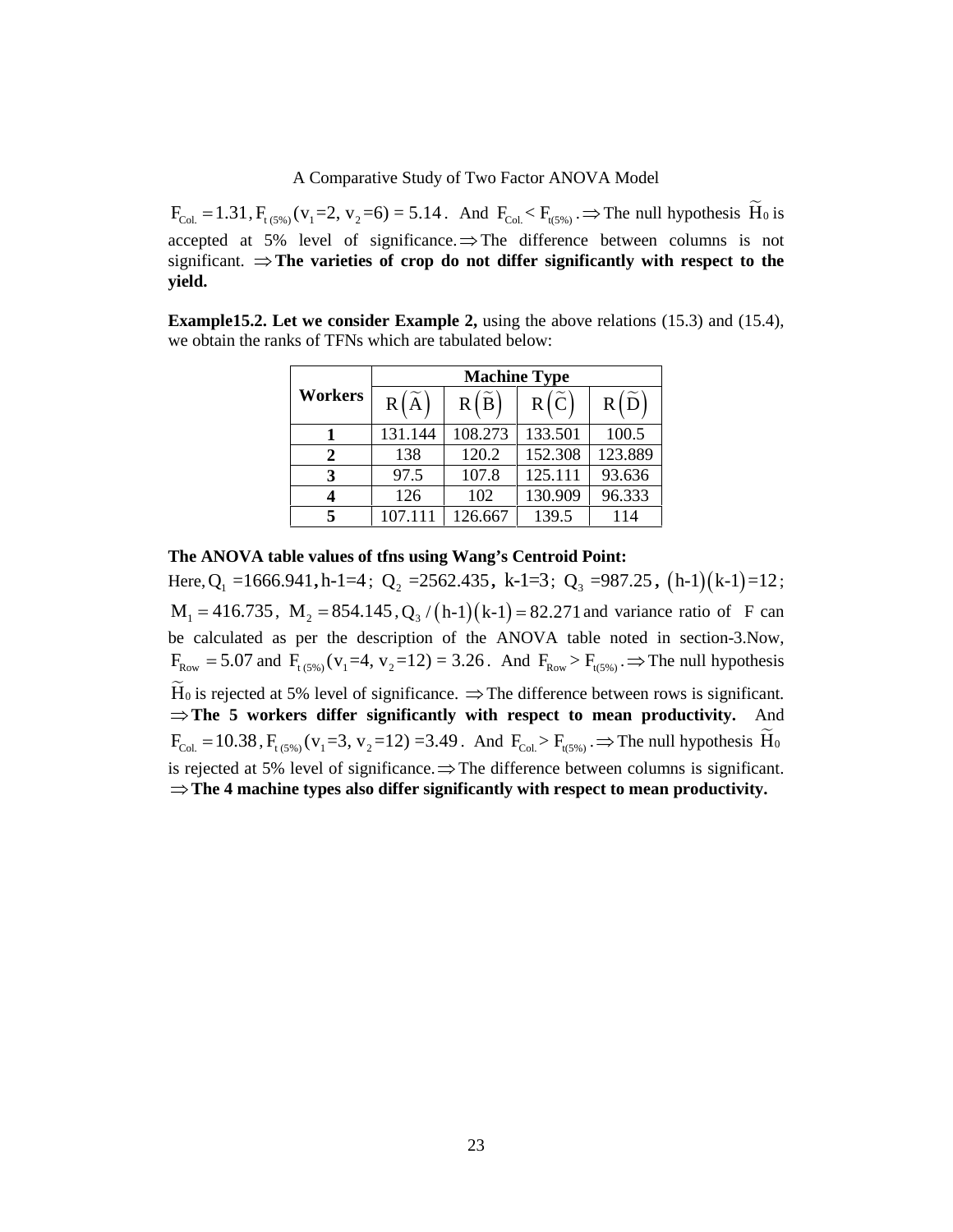$F_{Col.} = 1.31, F_{t\,(5\%)}(v_1\text{=}2,\, v_2\text{=}6) = 5.14$. And $F_{Col.} < F_{t(5\%)}$. $\Rightarrow$ The null hypothesis $\widetilde{H}_0$ is accepted at 5% level of significance. $\Rightarrow$ The difference between columns is not significant. $\Rightarrow$ **The varieties of crop do not differ significantly with respect to the yield.**

**Example15.2. Let we consider Example 2,** using the above relations (15.3) and (15.4), we obtain the ranks of TFNs which are tabulated below:

| Workers | Machine Type | | | |
|---|---|---|---|---|
| | $R(\widetilde{A})$ | $R(\widetilde{B})$ | $R(\widetilde{C})$ | $R(\widetilde{D})$ |
| **1** | 131.144 | 108.273 | 133.501 | 100.5 |
| **2** | 138 | 120.2 | 152.308 | 123.889 |
| **3** | 97.5 | 107.8 | 125.111 | 93.636 |
| **4** | 126 | 102 | 130.909 | 96.333 |
| **5** | 107.111 | 126.667 | 139.5 | 114 |

**The ANOVA table values of tfns using Wang's Centroid Point:**

Here, $Q_1 = 1666.941$, $h\text{-}1\text{=}4$; $Q_2 = 2562.435$, $k\text{-}1\text{=}3$; $Q_3 = 987.25$, $(h\text{-}1)(k\text{-}1)\text{=}12$; $M_1 = 416.735$, $M_2 = 854.145$, $Q_3/(h\text{-}1)(k\text{-}1) = 82.271$ and variance ratio of F can be calculated as per the description of the ANOVA table noted in section-3.Now, $F_{Row} = 5.07$ and $F_{t\,(5\%)}(v_1\text{=}4,\, v_2\text{=}12) = 3.26$. And $F_{Row} > F_{t(5\%)}$. $\Rightarrow$ The null hypothesis $\widetilde{H}_0$ is rejected at 5% level of significance. $\Rightarrow$ The difference between rows is significant. $\Rightarrow$ **The 5 workers differ significantly with respect to mean productivity.** And $F_{Col.} = 10.38$, $F_{t\,(5\%)}(v_1\text{=}3,\, v_2\text{=}12) = 3.49$. And $F_{Col.} > F_{t(5\%)}$. $\Rightarrow$ The null hypothesis $\widetilde{H}_0$ is rejected at 5% level of significance. $\Rightarrow$ The difference between columns is significant. $\Rightarrow$ **The 4 machine types also differ significantly with respect to mean productivity.**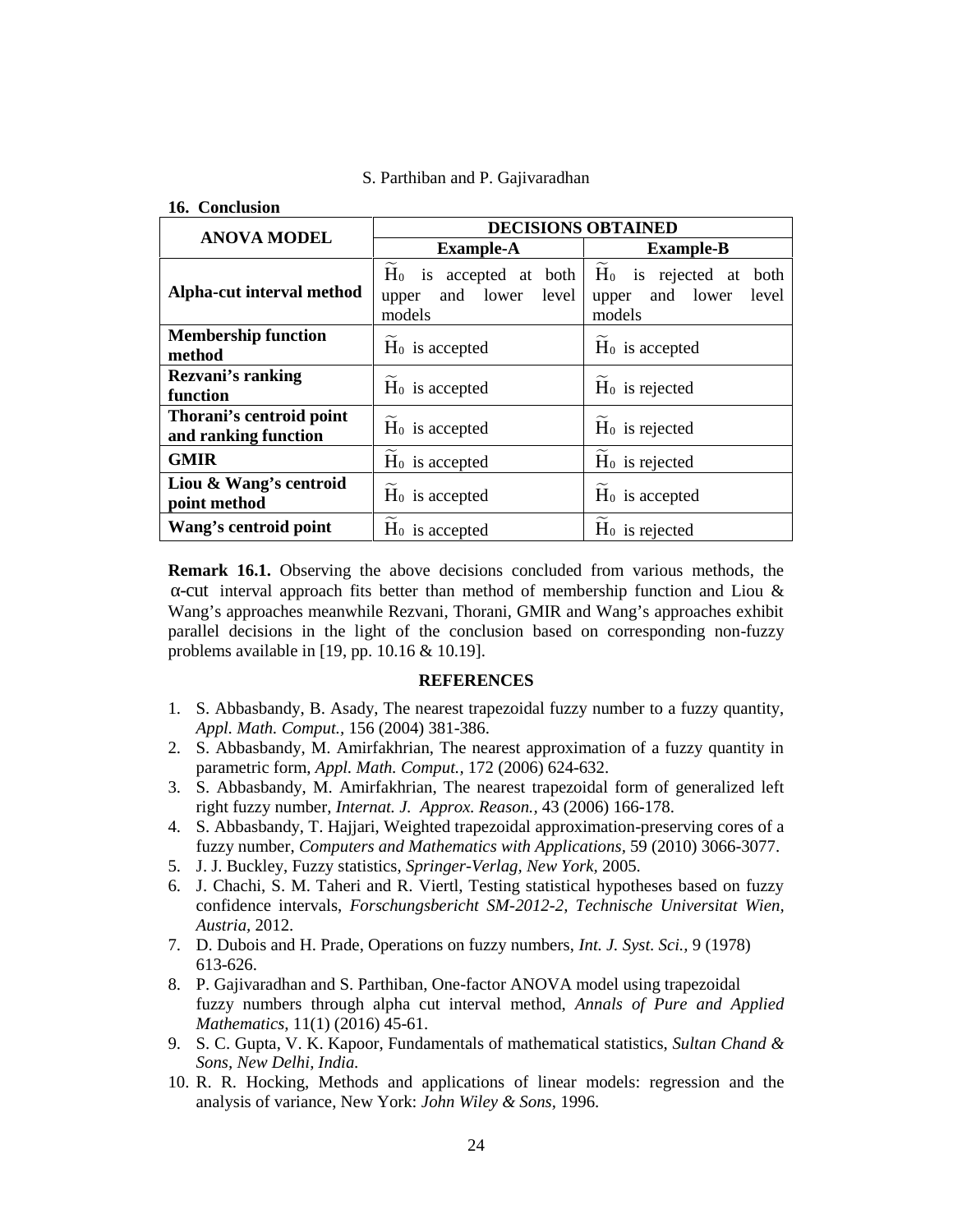## 16. Conclusion

| ANOVA MODEL | DECISIONS OBTAINED | |
|---|---|---|
| | Example-A | Example-B |
| **Alpha-cut interval method** | $\widetilde{H}_0$ is accepted at both upper and lower level models | $\widetilde{H}_0$ is rejected at both upper and lower level models |
| **Membership function method** | $\widetilde{H}_0$ is accepted | $\widetilde{H}_0$ is accepted |
| **Rezvani's ranking function** | $\widetilde{H}_0$ is accepted | $\widetilde{H}_0$ is rejected |
| **Thorani's centroid point and ranking function** | $\widetilde{H}_0$ is accepted | $\widetilde{H}_0$ is rejected |
| **GMIR** | $\widetilde{H}_0$ is accepted | $\widetilde{H}_0$ is rejected |
| **Liou & Wang's centroid point method** | $\widetilde{H}_0$ is accepted | $\widetilde{H}_0$ is accepted |
| **Wang's centroid point** | $\widetilde{H}_0$ is accepted | $\widetilde{H}_0$ is rejected |

**Remark 16.1.** Observing the above decisions concluded from various methods, the $\alpha$-cut interval approach fits better than method of membership function and Liou & Wang's approaches meanwhile Rezvani, Thorani, GMIR and Wang's approaches exhibit parallel decisions in the light of the conclusion based on corresponding non-fuzzy problems available in [19, pp. 10.16 & 10.19].

### REFERENCES

1. S. Abbasbandy, B. Asady, The nearest trapezoidal fuzzy number to a fuzzy quantity, *Appl. Math. Comput.*, 156 (2004) 381-386.
2. S. Abbasbandy, M. Amirfakhrian, The nearest approximation of a fuzzy quantity in parametric form, *Appl. Math. Comput.*, 172 (2006) 624-632.
3. S. Abbasbandy, M. Amirfakhrian, The nearest trapezoidal form of generalized left right fuzzy number, *Internat. J. Approx. Reason.*, 43 (2006) 166-178.
4. S. Abbasbandy, T. Hajjari, Weighted trapezoidal approximation-preserving cores of a fuzzy number, *Computers and Mathematics with Applications*, 59 (2010) 3066-3077.
5. J. J. Buckley, Fuzzy statistics, *Springer-Verlag, New York*, 2005.
6. J. Chachi, S. M. Taheri and R. Viertl, Testing statistical hypotheses based on fuzzy confidence intervals, *Forschungsbericht SM-2012-2, Technische Universitat Wien, Austria*, 2012.
7. D. Dubois and H. Prade, Operations on fuzzy numbers, *Int. J. Syst. Sci.*, 9 (1978) 613-626.
8. P. Gajivaradhan and S. Parthiban, One-factor ANOVA model using trapezoidal fuzzy numbers through alpha cut interval method, *Annals of Pure and Applied Mathematics*, 11(1) (2016) 45-61.
9. S. C. Gupta, V. K. Kapoor, Fundamentals of mathematical statistics, *Sultan Chand & Sons, New Delhi, India.*
10. R. R. Hocking, Methods and applications of linear models: regression and the analysis of variance, New York: *John Wiley & Sons*, 1996.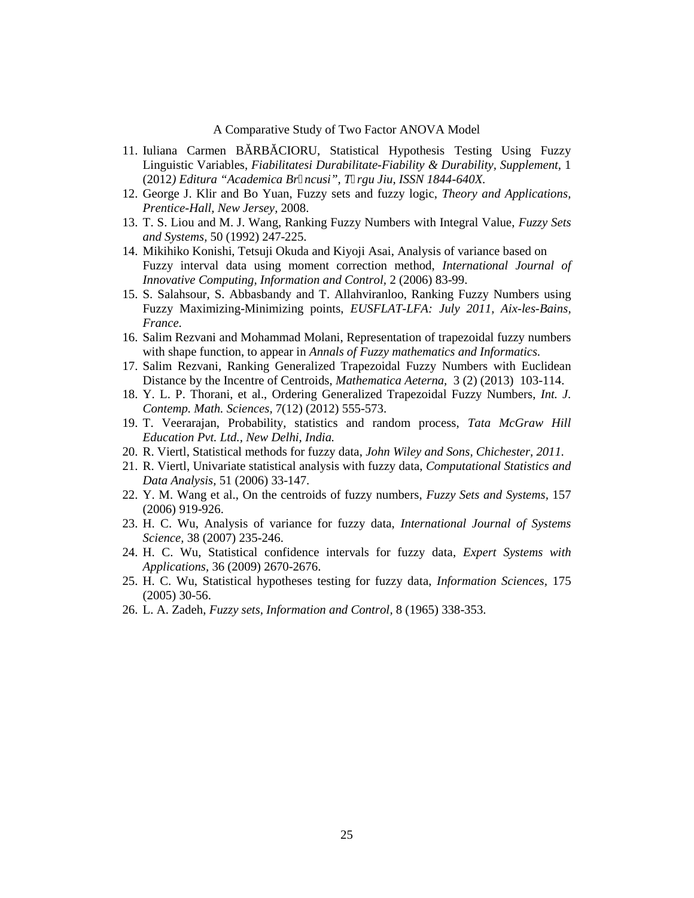11. Iuliana Carmen BĂRBĂCIORU, Statistical Hypothesis Testing Using Fuzzy Linguistic Variables, *Fiabilitatesi Durabilitate-Fiability & Durability, Supplement,* 1 (2012*) Editura "Academica Br*�*ncusi", T*�*rgu Jiu, ISSN 1844-640X.*
12. George J. Klir and Bo Yuan, Fuzzy sets and fuzzy logic, *Theory and Applications, Prentice-Hall, New Jersey,* 2008.
13. T. S. Liou and M. J. Wang, Ranking Fuzzy Numbers with Integral Value, *Fuzzy Sets and Systems,* 50 (1992) 247-225.
14. Mikihiko Konishi, Tetsuji Okuda and Kiyoji Asai, Analysis of variance based on Fuzzy interval data using moment correction method, *International Journal of Innovative Computing, Information and Control,* 2 (2006) 83-99.
15. S. Salahsour, S. Abbasbandy and T. Allahviranloo, Ranking Fuzzy Numbers using Fuzzy Maximizing-Minimizing points, *EUSFLAT-LFA: July 2011, Aix-les-Bains, France.*
16. Salim Rezvani and Mohammad Molani, Representation of trapezoidal fuzzy numbers with shape function, to appear in *Annals of Fuzzy mathematics and Informatics.*
17. Salim Rezvani, Ranking Generalized Trapezoidal Fuzzy Numbers with Euclidean Distance by the Incentre of Centroids, *Mathematica Aeterna,* 3 (2) (2013) 103-114.
18. Y. L. P. Thorani, et al., Ordering Generalized Trapezoidal Fuzzy Numbers, *Int. J. Contemp. Math. Sciences,* 7(12) (2012) 555-573.
19. T. Veerarajan, Probability, statistics and random process, *Tata McGraw Hill Education Pvt. Ltd., New Delhi, India.*
20. R. Viertl, Statistical methods for fuzzy data, *John Wiley and Sons, Chichester, 2011.*
21. R. Viertl, Univariate statistical analysis with fuzzy data, *Computational Statistics and Data Analysis,* 51 (2006) 33-147.
22. Y. M. Wang et al., On the centroids of fuzzy numbers, *Fuzzy Sets and Systems,* 157 (2006) 919-926.
23. H. C. Wu, Analysis of variance for fuzzy data, *International Journal of Systems Science,* 38 (2007) 235-246.
24. H. C. Wu, Statistical confidence intervals for fuzzy data, *Expert Systems with Applications,* 36 (2009) 2670-2676.
25. H. C. Wu, Statistical hypotheses testing for fuzzy data, *Information Sciences*, 175 (2005) 30-56.
26. L. A. Zadeh, *Fuzzy sets, Information and Control*, 8 (1965) 338-353.